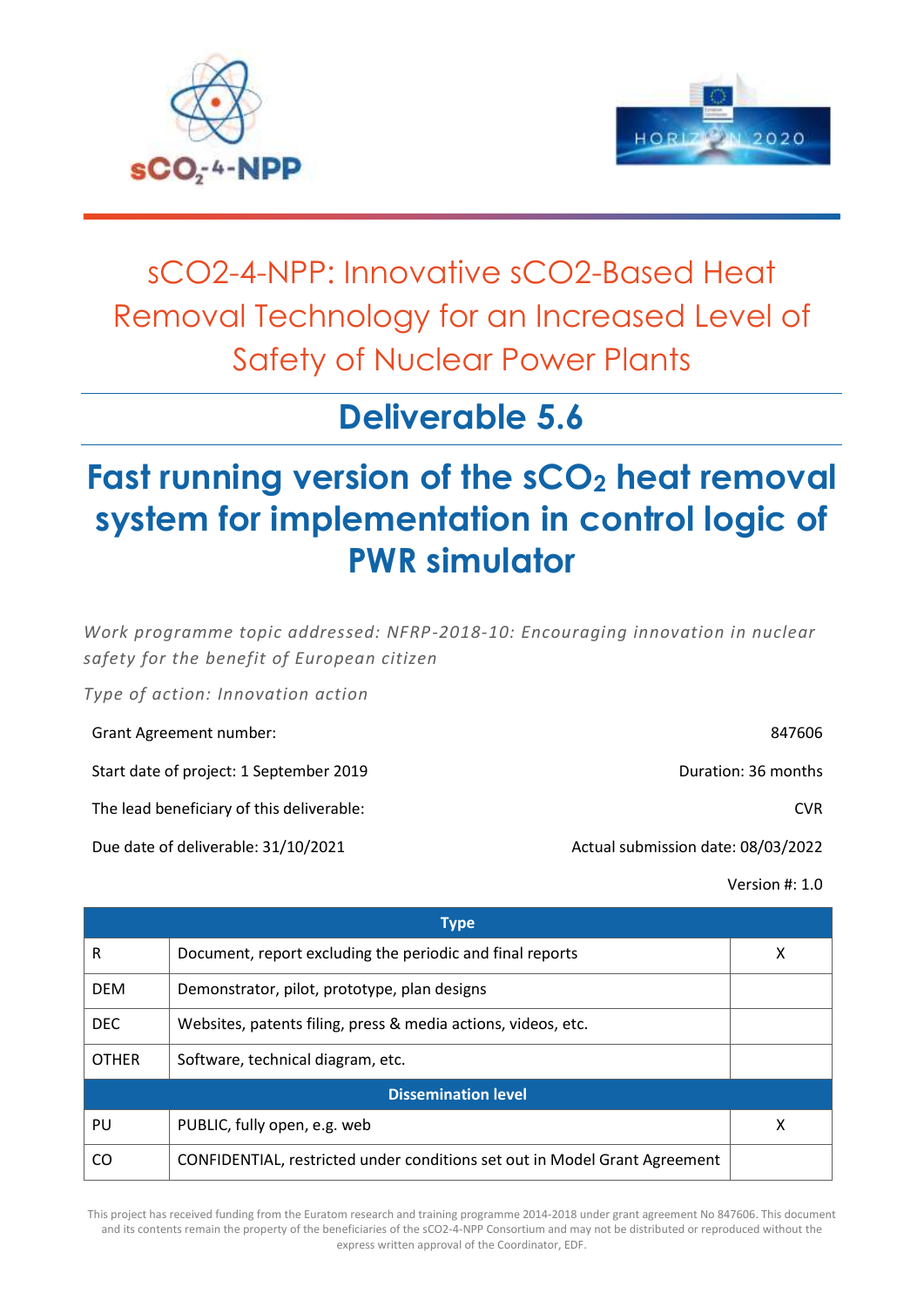# sCO2-4-NPP: Innovative sCO2-Based Heat Removal Technology for an Increased Level of Safety of Nuclear Power Plants

## Deliverable 5.6

## Fast running version of the $sCO_2$ heat removal system for implementation in control logic of PWR simulator

*Work programme topic addressed: NFRP-2018-10: Encouraging innovation in nuclear safety for the benefit of European citizen*

*Type of action: Innovation action*

| | |
|---|---|
| Grant Agreement number: | 847606 |
| Start date of project: 1 September 2019 | Duration: 36 months |
| The lead beneficiary of this deliverable: | CVR |
| Due date of deliverable: 31/10/2021 | Actual submission date: 08/03/2022 |
| | Version #: 1.0 |

| Type | | |
|---|---|---|
| R | Document, report excluding the periodic and final reports | X |
| DEM | Demonstrator, pilot, prototype, plan designs | |
| DEC | Websites, patents filing, press & media actions, videos, etc. | |
| OTHER | Software, technical diagram, etc. | |
| **Dissemination level** | | |
| PU | PUBLIC, fully open, e.g. web | X |
| CO | CONFIDENTIAL, restricted under conditions set out in Model Grant Agreement | |

This project has received funding from the Euratom research and training programme 2014-2018 under grant agreement No 847606. This document and its contents remain the property of the beneficiaries of the sCO2-4-NPP Consortium and may not be distributed or reproduced without the express written approval of the Coordinator, EDF.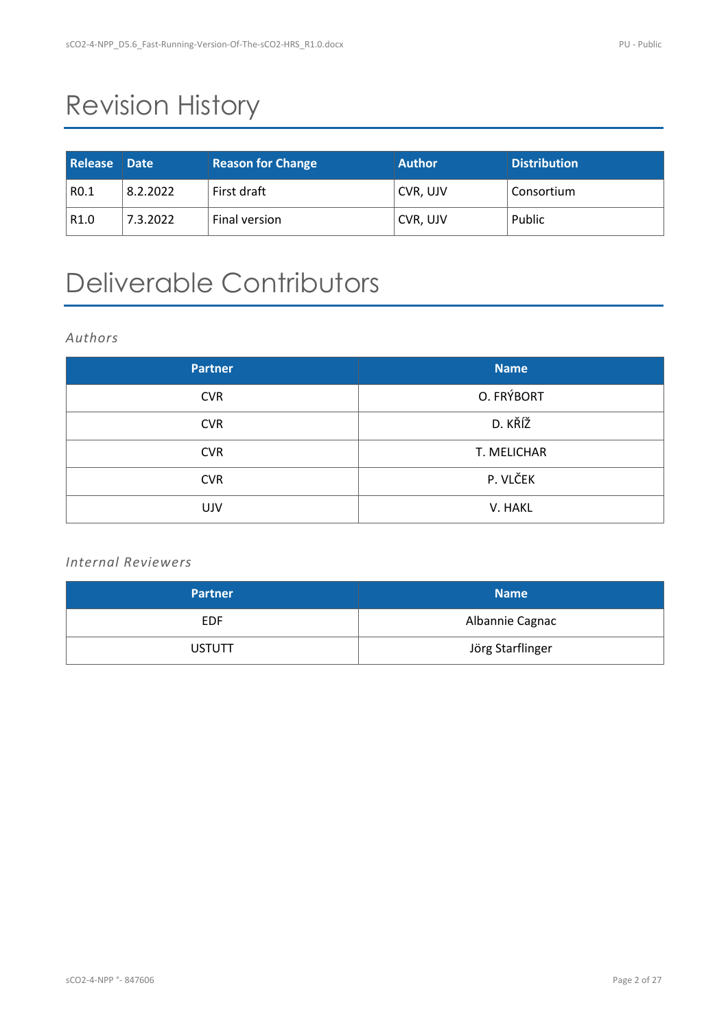# Revision History

| Release | Date | Reason for Change | Author | Distribution |
|---|---|---|---|---|
| R0.1 | 8.2.2022 | First draft | CVR, UJV | Consortium |
| R1.0 | 7.3.2022 | Final version | CVR, UJV | Public |

# Deliverable Contributors

*Authors*

| Partner | Name |
|---|---|
| CVR | O. FRÝBORT |
| CVR | D. KŘÍŽ |
| CVR | T. MELICHAR |
| CVR | P. VLČEK |
| UJV | V. HAKL |

*Internal Reviewers*

| Partner | Name |
|---|---|
| EDF | Albannie Cagnac |
| USTUTT | Jörg Starflinger |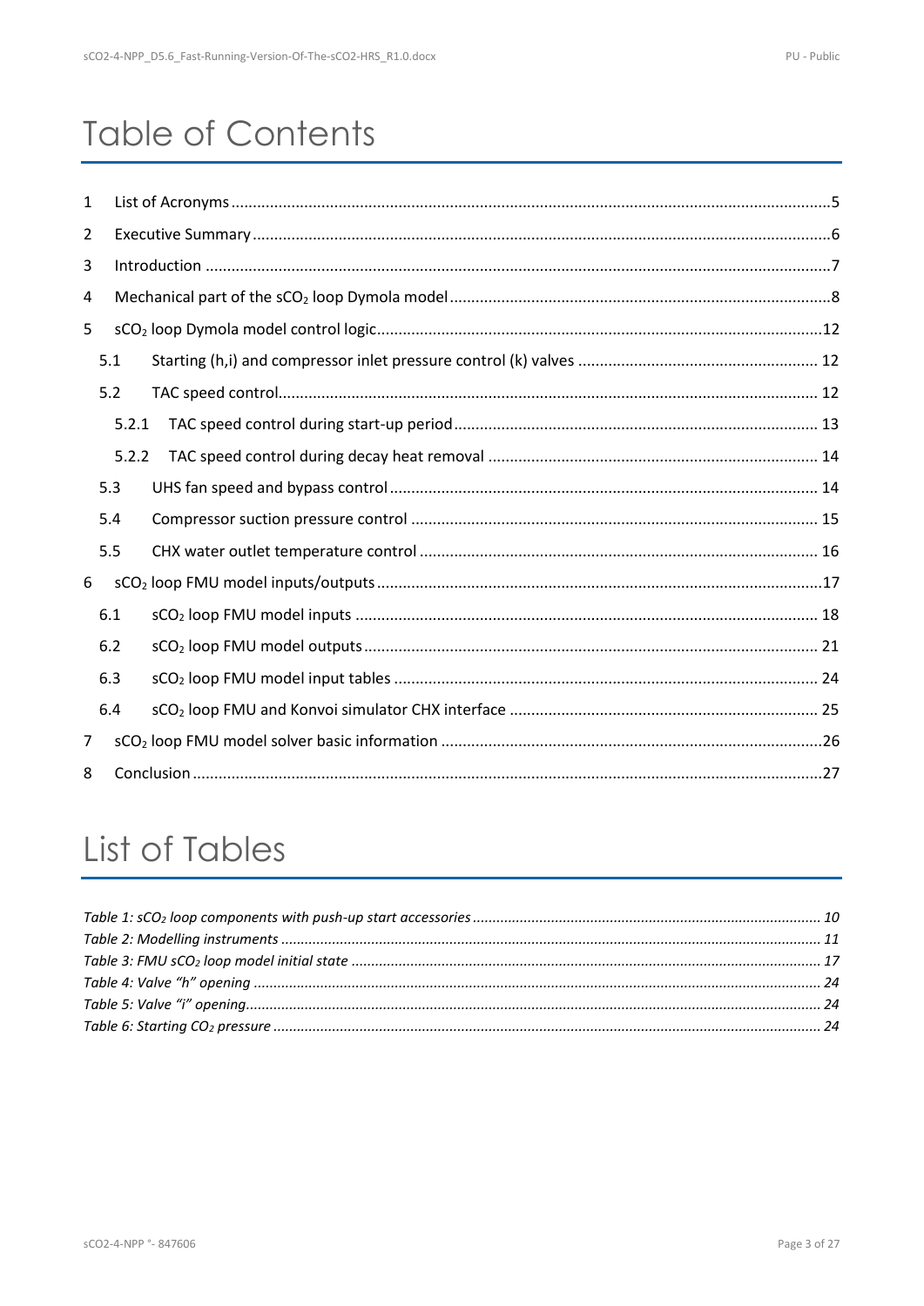# Table of Contents

1 List of Acronyms ..... 5

2 Executive Summary ..... 6

3 Introduction ..... 7

4 Mechanical part of the $sCO_2$ loop Dymola model ..... 8

5 $sCO_2$ loop Dymola model control logic ..... 12

- 5.1 Starting (h,i) and compressor inlet pressure control (k) valves ..... 12
- 5.2 TAC speed control ..... 12
  - 5.2.1 TAC speed control during start-up period ..... 13
  - 5.2.2 TAC speed control during decay heat removal ..... 14
- 5.3 UHS fan speed and bypass control ..... 14
- 5.4 Compressor suction pressure control ..... 15
- 5.5 CHX water outlet temperature control ..... 16

6 $sCO_2$ loop FMU model inputs/outputs ..... 17

- 6.1 $sCO_2$ loop FMU model inputs ..... 18
- 6.2 $sCO_2$ loop FMU model outputs ..... 21
- 6.3 $sCO_2$ loop FMU model input tables ..... 24
- 6.4 $sCO_2$ loop FMU and Konvoi simulator CHX interface ..... 25

7 $sCO_2$ loop FMU model solver basic information ..... 26

8 Conclusion ..... 27

# List of Tables

*Table 1: $sCO_2$ loop components with push-up start accessories ..... 10*

*Table 2: Modelling instruments ..... 11*

*Table 3: FMU $sCO_2$ loop model initial state ..... 17*

*Table 4: Valve "h" opening ..... 24*

*Table 5: Valve "i" opening ..... 24*

*Table 6: Starting $CO_2$ pressure ..... 24*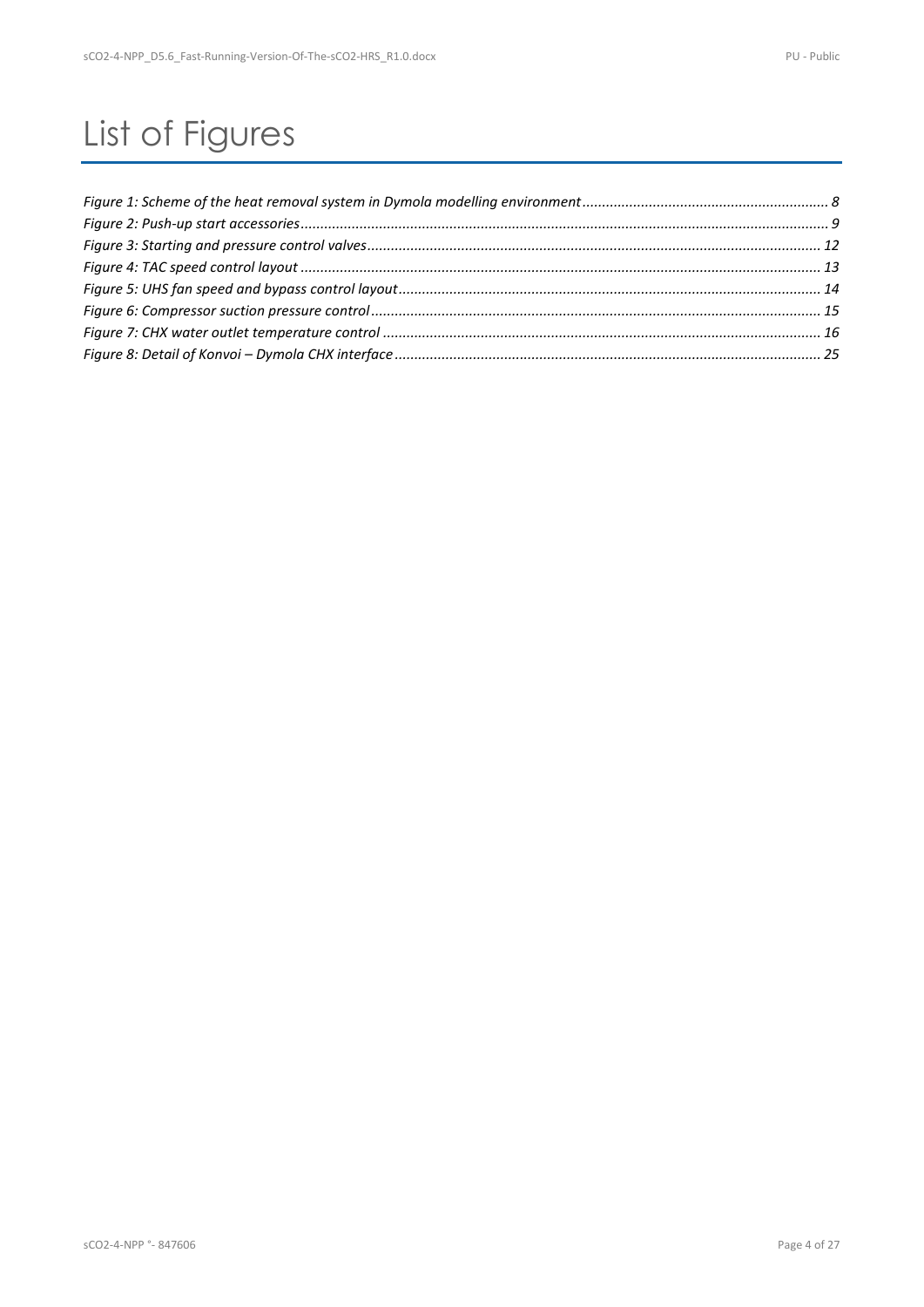# List of Figures

*Figure 1: Scheme of the heat removal system in Dymola modelling environment ... 8*
*Figure 2: Push-up start accessories ... 9*
*Figure 3: Starting and pressure control valves ... 12*
*Figure 4: TAC speed control layout ... 13*
*Figure 5: UHS fan speed and bypass control layout ... 14*
*Figure 6: Compressor suction pressure control ... 15*
*Figure 7: CHX water outlet temperature control ... 16*
*Figure 8: Detail of Konvoi – Dymola CHX interface ... 25*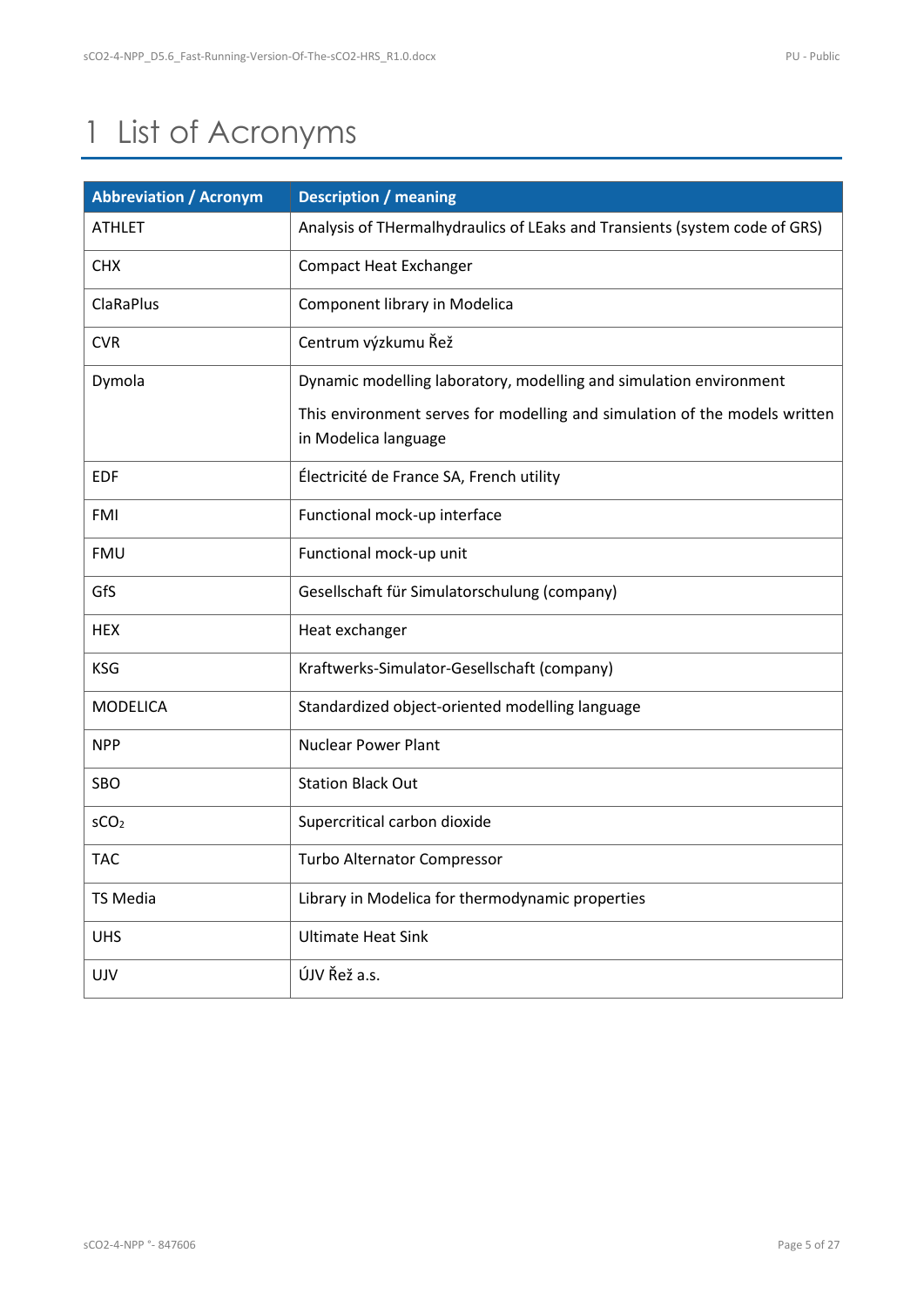# 1 List of Acronyms

| Abbreviation / Acronym | Description / meaning |
|---|---|
| ATHLET | Analysis of THermalhydraulics of LEaks and Transients (system code of GRS) |
| CHX | Compact Heat Exchanger |
| ClaRaPlus | Component library in Modelica |
| CVR | Centrum výzkumu Řež |
| Dymola | Dynamic modelling laboratory, modelling and simulation environment<br>This environment serves for modelling and simulation of the models written in Modelica language |
| EDF | Électricité de France SA, French utility |
| FMI | Functional mock-up interface |
| FMU | Functional mock-up unit |
| GfS | Gesellschaft für Simulatorschulung (company) |
| HEX | Heat exchanger |
| KSG | Kraftwerks-Simulator-Gesellschaft (company) |
| MODELICA | Standardized object-oriented modelling language |
| NPP | Nuclear Power Plant |
| SBO | Station Black Out |
| $sCO_2$ | Supercritical carbon dioxide |
| TAC | Turbo Alternator Compressor |
| TS Media | Library in Modelica for thermodynamic properties |
| UHS | Ultimate Heat Sink |
| UJV | ÚJV Řež a.s. |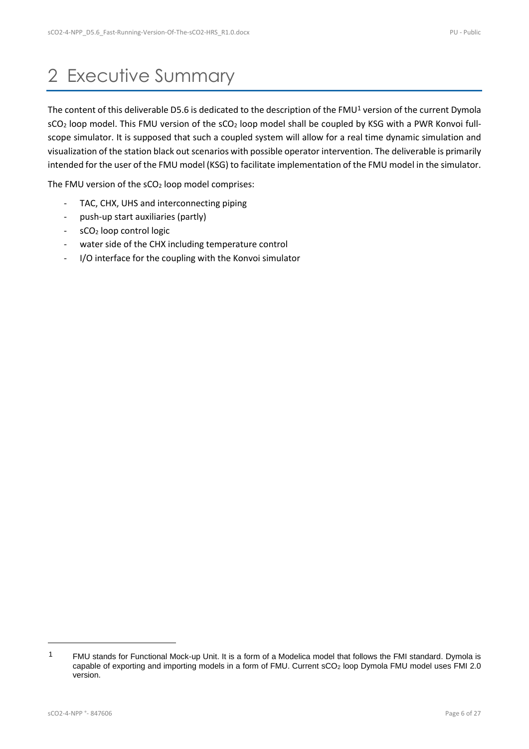# 2 Executive Summary

The content of this deliverable D5.6 is dedicated to the description of the FMU[1] version of the current Dymola $sCO_2$ loop model. This FMU version of the $sCO_2$ loop model shall be coupled by KSG with a PWR Konvoi full-scope simulator. It is supposed that such a coupled system will allow for a real time dynamic simulation and visualization of the station black out scenarios with possible operator intervention. The deliverable is primarily intended for the user of the FMU model (KSG) to facilitate implementation of the FMU model in the simulator.

The FMU version of the $sCO_2$ loop model comprises:

- TAC, CHX, UHS and interconnecting piping
- push-up start auxiliaries (partly)
- $sCO_2$ loop control logic
- water side of the CHX including temperature control
- I/O interface for the coupling with the Konvoi simulator

[1] FMU stands for Functional Mock-up Unit. It is a form of a Modelica model that follows the FMI standard. Dymola is capable of exporting and importing models in a form of FMU. Current $sCO_2$ loop Dymola FMU model uses FMI 2.0 version.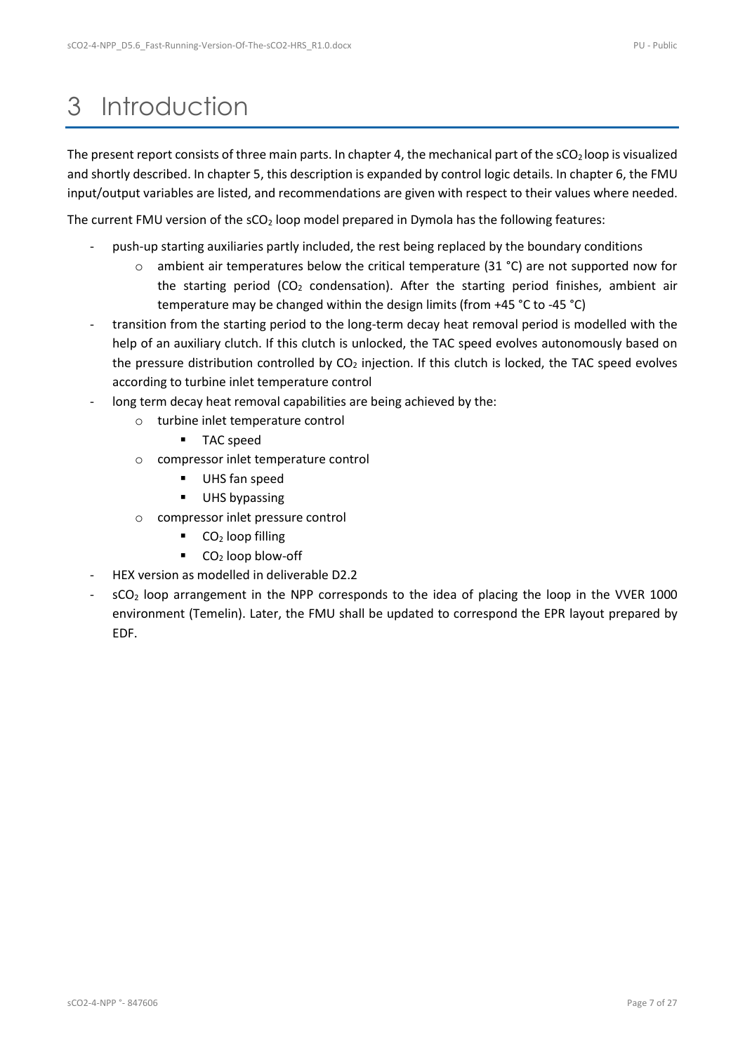# 3 Introduction

The present report consists of three main parts. In chapter 4, the mechanical part of the $sCO_2$ loop is visualized and shortly described. In chapter 5, this description is expanded by control logic details. In chapter 6, the FMU input/output variables are listed, and recommendations are given with respect to their values where needed.

The current FMU version of the $sCO_2$ loop model prepared in Dymola has the following features:

- push-up starting auxiliaries partly included, the rest being replaced by the boundary conditions
  - ambient air temperatures below the critical temperature (31 °C) are not supported now for the starting period ($CO_2$ condensation). After the starting period finishes, ambient air temperature may be changed within the design limits (from +45 °C to -45 °C)
- transition from the starting period to the long-term decay heat removal period is modelled with the help of an auxiliary clutch. If this clutch is unlocked, the TAC speed evolves autonomously based on the pressure distribution controlled by $CO_2$ injection. If this clutch is locked, the TAC speed evolves according to turbine inlet temperature control
- long term decay heat removal capabilities are being achieved by the:
  - turbine inlet temperature control
    - TAC speed
  - compressor inlet temperature control
    - UHS fan speed
    - UHS bypassing
  - compressor inlet pressure control
    - $CO_2$ loop filling
    - $CO_2$ loop blow-off
- HEX version as modelled in deliverable D2.2
- $sCO_2$ loop arrangement in the NPP corresponds to the idea of placing the loop in the VVER 1000 environment (Temelin). Later, the FMU shall be updated to correspond the EPR layout prepared by EDF.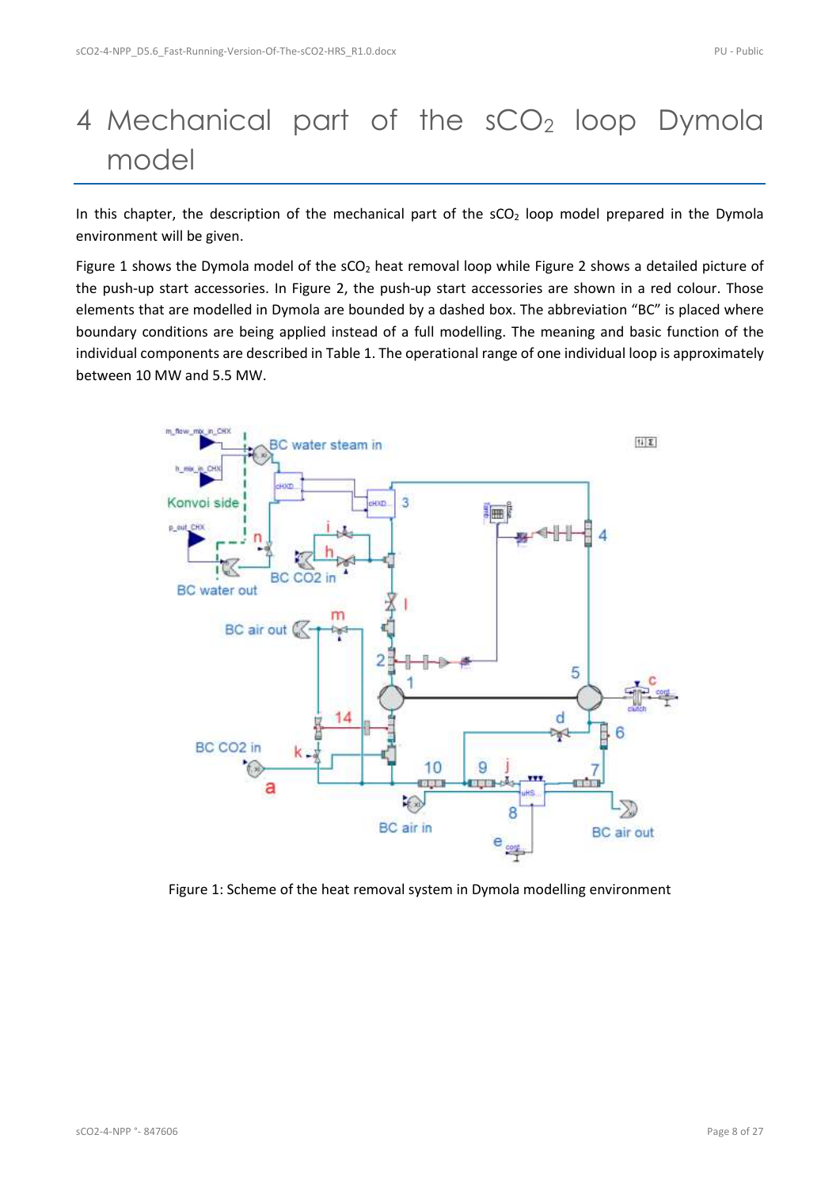# 4 Mechanical part of the $sCO_2$ loop Dymola model

In this chapter, the description of the mechanical part of the $sCO_2$ loop model prepared in the Dymola environment will be given.

Figure 1 shows the Dymola model of the $sCO_2$ heat removal loop while Figure 2 shows a detailed picture of the push-up start accessories. In Figure 2, the push-up start accessories are shown in a red colour. Those elements that are modelled in Dymola are bounded by a dashed box. The abbreviation "BC" is placed where boundary conditions are being applied instead of a full modelling. The meaning and basic function of the individual components are described in Table 1. The operational range of one individual loop is approximately between 10 MW and 5.5 MW.

Figure 1: Scheme of the heat removal system in Dymola modelling environment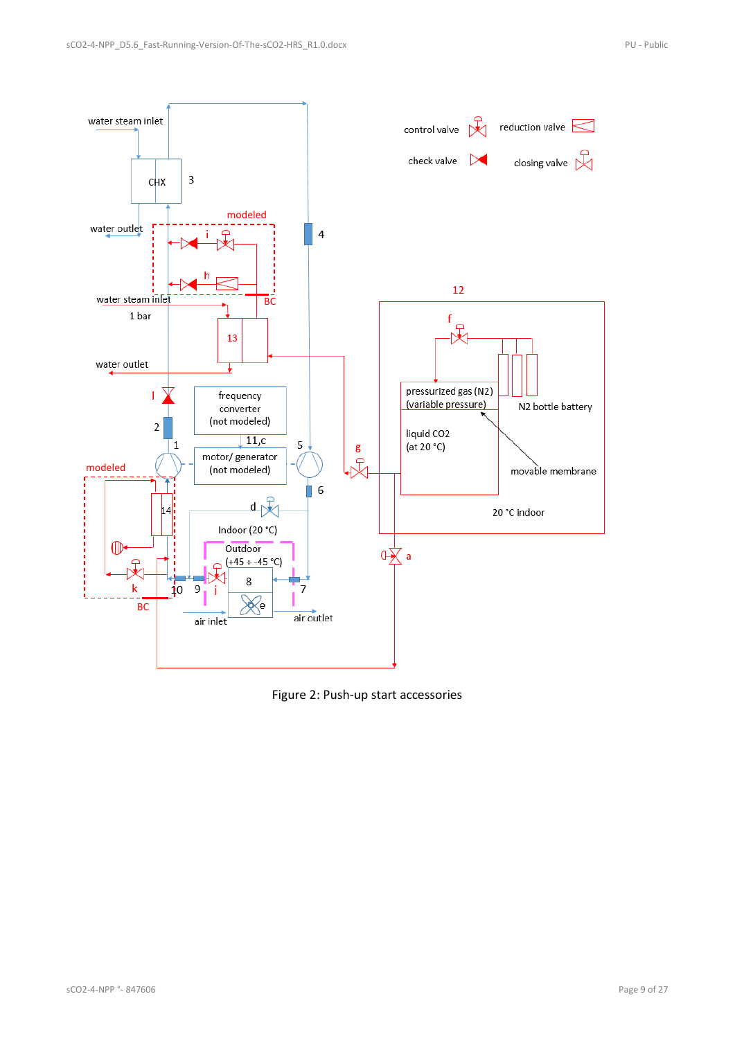Figure 2: Push-up start accessories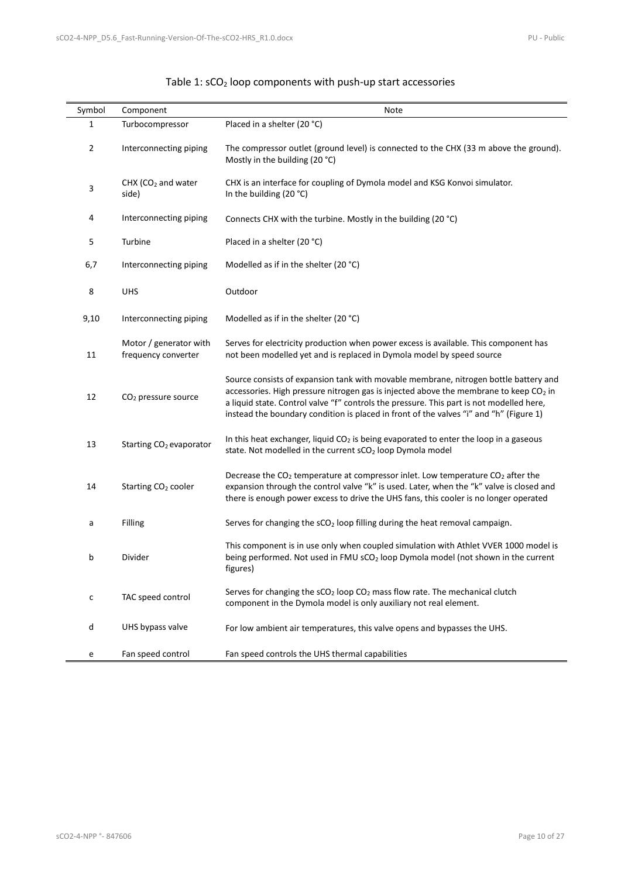Table 1: $sCO_2$ loop components with push-up start accessories

| Symbol | Component | Note |
|---|---|---|
| 1 | Turbocompressor | Placed in a shelter (20 °C) |
| 2 | Interconnecting piping | The compressor outlet (ground level) is connected to the CHX (33 m above the ground). Mostly in the building (20 °C) |
| 3 | CHX ($CO_2$ and water side) | CHX is an interface for coupling of Dymola model and KSG Konvoi simulator. In the building (20 °C) |
| 4 | Interconnecting piping | Connects CHX with the turbine. Mostly in the building (20 °C) |
| 5 | Turbine | Placed in a shelter (20 °C) |
| 6,7 | Interconnecting piping | Modelled as if in the shelter (20 °C) |
| 8 | UHS | Outdoor |
| 9,10 | Interconnecting piping | Modelled as if in the shelter (20 °C) |
| 11 | Motor / generator with frequency converter | Serves for electricity production when power excess is available. This component has not been modelled yet and is replaced in Dymola model by speed source |
| 12 | $CO_2$ pressure source | Source consists of expansion tank with movable membrane, nitrogen bottle battery and accessories. High pressure nitrogen gas is injected above the membrane to keep $CO_2$ in a liquid state. Control valve "f" controls the pressure. This part is not modelled here, instead the boundary condition is placed in front of the valves "i" and "h" (Figure 1) |
| 13 | Starting $CO_2$ evaporator | In this heat exchanger, liquid $CO_2$ is being evaporated to enter the loop in a gaseous state. Not modelled in the current $sCO_2$ loop Dymola model |
| 14 | Starting $CO_2$ cooler | Decrease the $CO_2$ temperature at compressor inlet. Low temperature $CO_2$ after the expansion through the control valve "k" is used. Later, when the "k" valve is closed and there is enough power excess to drive the UHS fans, this cooler is no longer operated |
| a | Filling | Serves for changing the $sCO_2$ loop filling during the heat removal campaign. |
| b | Divider | This component is in use only when coupled simulation with Athlet VVER 1000 model is being performed. Not used in FMU $sCO_2$ loop Dymola model (not shown in the current figures) |
| c | TAC speed control | Serves for changing the $sCO_2$ loop $CO_2$ mass flow rate. The mechanical clutch component in the Dymola model is only auxiliary not real element. |
| d | UHS bypass valve | For low ambient air temperatures, this valve opens and bypasses the UHS. |
| e | Fan speed control | Fan speed controls the UHS thermal capabilities |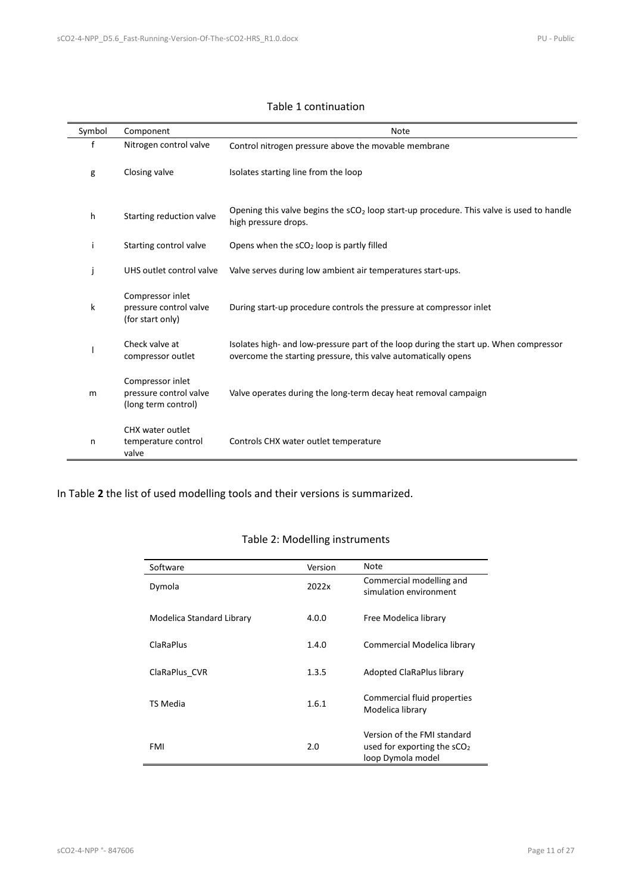Table 1 continuation

| Symbol | Component | Note |
| --- | --- | --- |
| f | Nitrogen control valve | Control nitrogen pressure above the movable membrane |
| g | Closing valve | Isolates starting line from the loop |
| h | Starting reduction valve | Opening this valve begins the $sCO_2$ loop start-up procedure. This valve is used to handle high pressure drops. |
| i | Starting control valve | Opens when the $sCO_2$ loop is partly filled |
| j | UHS outlet control valve | Valve serves during low ambient air temperatures start-ups. |
| k | Compressor inlet pressure control valve (for start only) | During start-up procedure controls the pressure at compressor inlet |
| l | Check valve at compressor outlet | Isolates high- and low-pressure part of the loop during the start up. When compressor overcome the starting pressure, this valve automatically opens |
| m | Compressor inlet pressure control valve (long term control) | Valve operates during the long-term decay heat removal campaign |
| n | CHX water outlet temperature control valve | Controls CHX water outlet temperature |

In Table **2** the list of used modelling tools and their versions is summarized.

Table 2: Modelling instruments

| Software | Version | Note |
| --- | --- | --- |
| Dymola | 2022x | Commercial modelling and simulation environment |
| Modelica Standard Library | 4.0.0 | Free Modelica library |
| ClaRaPlus | 1.4.0 | Commercial Modelica library |
| ClaRaPlus_CVR | 1.3.5 | Adopted ClaRaPlus library |
| TS Media | 1.6.1 | Commercial fluid properties Modelica library |
| FMI | 2.0 | Version of the FMI standard used for exporting the $sCO_2$ loop Dymola model |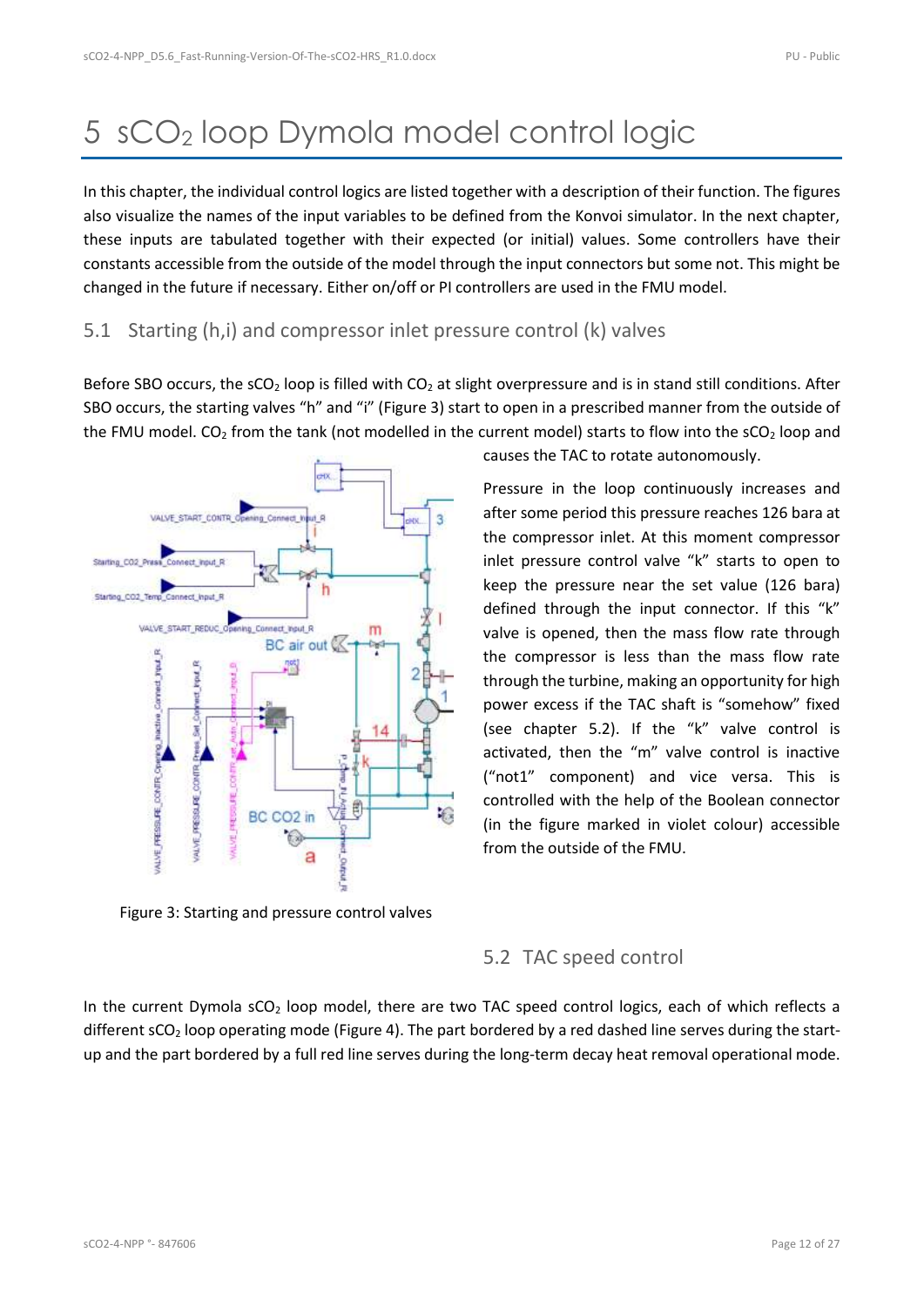# 5 $sCO_2$ loop Dymola model control logic

In this chapter, the individual control logics are listed together with a description of their function. The figures also visualize the names of the input variables to be defined from the Konvoi simulator. In the next chapter, these inputs are tabulated together with their expected (or initial) values. Some controllers have their constants accessible from the outside of the model through the input connectors but some not. This might be changed in the future if necessary. Either on/off or PI controllers are used in the FMU model.

## 5.1 Starting (h,i) and compressor inlet pressure control (k) valves

Before SBO occurs, the $sCO_2$ loop is filled with $CO_2$ at slight overpressure and is in stand still conditions. After SBO occurs, the starting valves "h" and "i" (Figure 3) start to open in a prescribed manner from the outside of the FMU model. $CO_2$ from the tank (not modelled in the current model) starts to flow into the $sCO_2$ loop and causes the TAC to rotate autonomously.

Pressure in the loop continuously increases and after some period this pressure reaches 126 bara at the compressor inlet. At this moment compressor inlet pressure control valve "k" starts to open to keep the pressure near the set value (126 bara) defined through the input connector. If this "k" valve is opened, then the mass flow rate through the compressor is less than the mass flow rate through the turbine, making an opportunity for high power excess if the TAC shaft is "somehow" fixed (see chapter 5.2). If the "k" valve control is activated, then the "m" valve control is inactive ("not1" component) and vice versa. This is controlled with the help of the Boolean connector (in the figure marked in violet colour) accessible from the outside of the FMU.

Figure 3: Starting and pressure control valves

## 5.2 TAC speed control

In the current Dymola $sCO_2$ loop model, there are two TAC speed control logics, each of which reflects a different $sCO_2$ loop operating mode (Figure 4). The part bordered by a red dashed line serves during the start-up and the part bordered by a full red line serves during the long-term decay heat removal operational mode.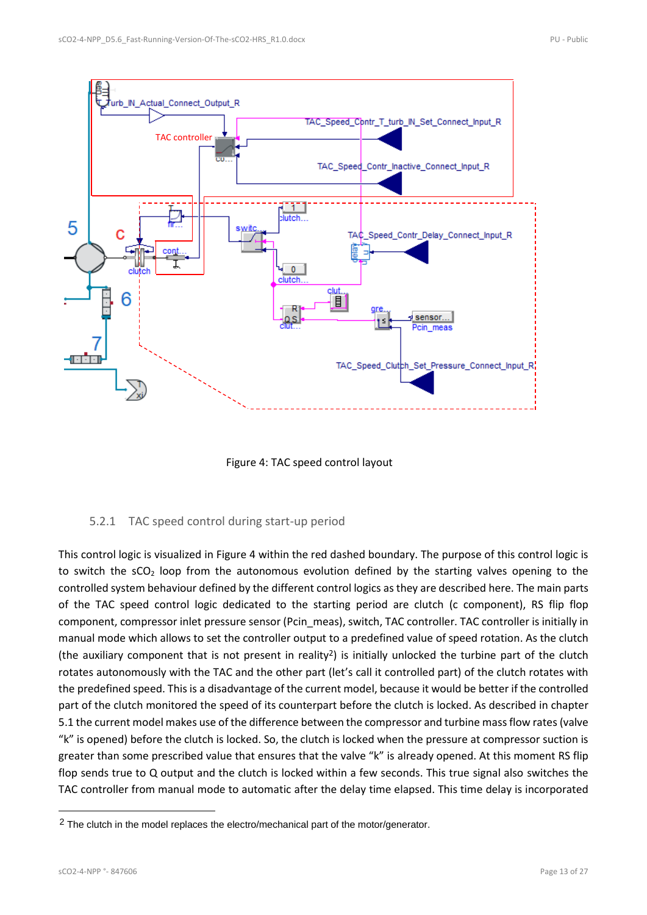Figure 4: TAC speed control layout

### 5.2.1 TAC speed control during start-up period

This control logic is visualized in Figure 4 within the red dashed boundary. The purpose of this control logic is to switch the $sCO_2$ loop from the autonomous evolution defined by the starting valves opening to the controlled system behaviour defined by the different control logics as they are described here. The main parts of the TAC speed control logic dedicated to the starting period are clutch (c component), RS flip flop component, compressor inlet pressure sensor (Pcin_meas), switch, TAC controller. TAC controller is initially in manual mode which allows to set the controller output to a predefined value of speed rotation. As the clutch (the auxiliary component that is not present in reality[2]) is initially unlocked the turbine part of the clutch rotates autonomously with the TAC and the other part (let's call it controlled part) of the clutch rotates with the predefined speed. This is a disadvantage of the current model, because it would be better if the controlled part of the clutch monitored the speed of its counterpart before the clutch is locked. As described in chapter 5.1 the current model makes use of the difference between the compressor and turbine mass flow rates (valve "k" is opened) before the clutch is locked. So, the clutch is locked when the pressure at compressor suction is greater than some prescribed value that ensures that the valve "k" is already opened. At this moment RS flip flop sends true to Q output and the clutch is locked within a few seconds. This true signal also switches the TAC controller from manual mode to automatic after the delay time elapsed. This time delay is incorporated

[2] The clutch in the model replaces the electro/mechanical part of the motor/generator.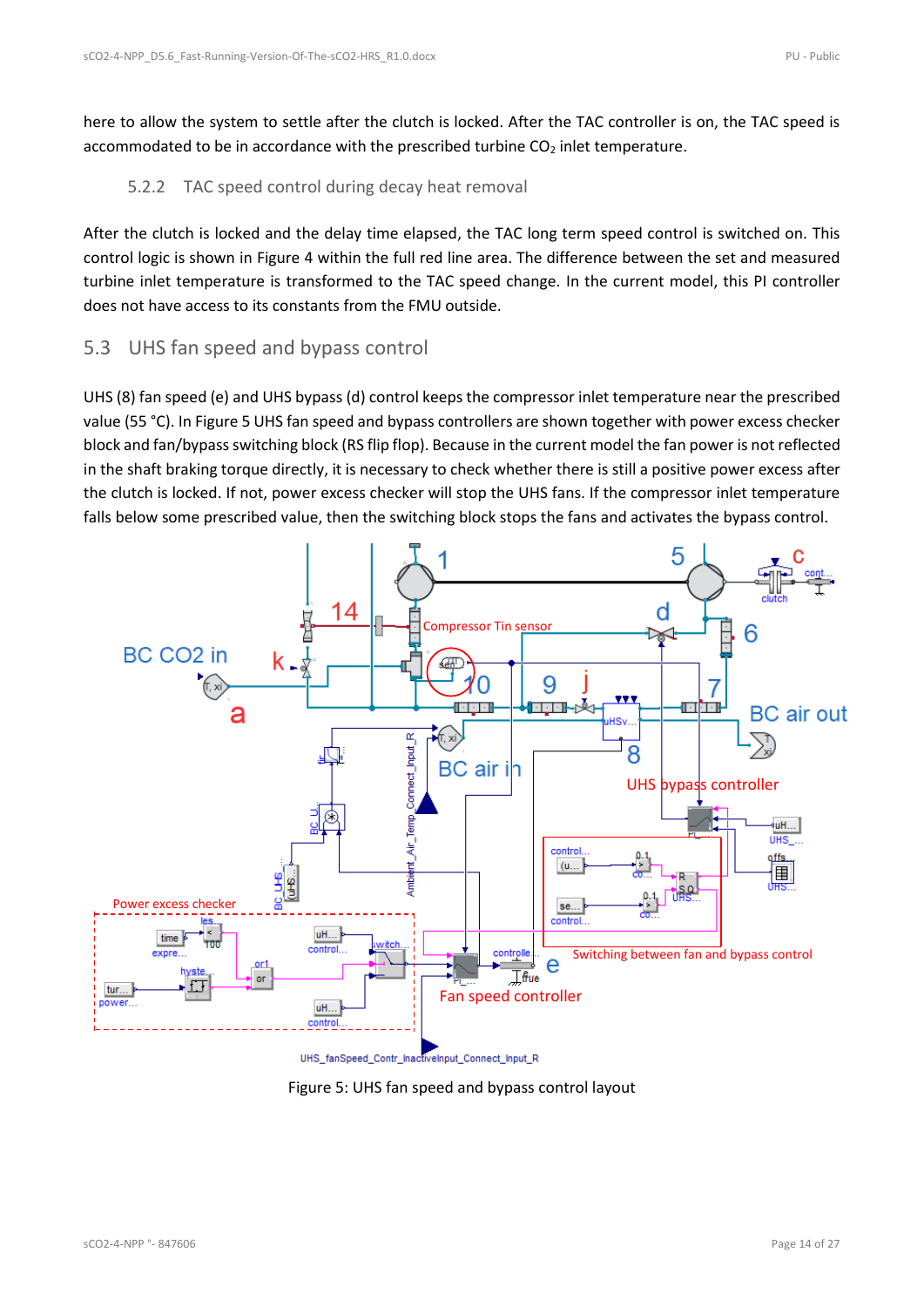here to allow the system to settle after the clutch is locked. After the TAC controller is on, the TAC speed is accommodated to be in accordance with the prescribed turbine $CO_2$ inlet temperature.

### 5.2.2 TAC speed control during decay heat removal

After the clutch is locked and the delay time elapsed, the TAC long term speed control is switched on. This control logic is shown in Figure 4 within the full red line area. The difference between the set and measured turbine inlet temperature is transformed to the TAC speed change. In the current model, this PI controller does not have access to its constants from the FMU outside.

## 5.3 UHS fan speed and bypass control

UHS (8) fan speed (e) and UHS bypass (d) control keeps the compressor inlet temperature near the prescribed value (55 °C). In Figure 5 UHS fan speed and bypass controllers are shown together with power excess checker block and fan/bypass switching block (RS flip flop). Because in the current model the fan power is not reflected in the shaft braking torque directly, it is necessary to check whether there is still a positive power excess after the clutch is locked. If not, power excess checker will stop the UHS fans. If the compressor inlet temperature falls below some prescribed value, then the switching block stops the fans and activates the bypass control.

Figure 5: UHS fan speed and bypass control layout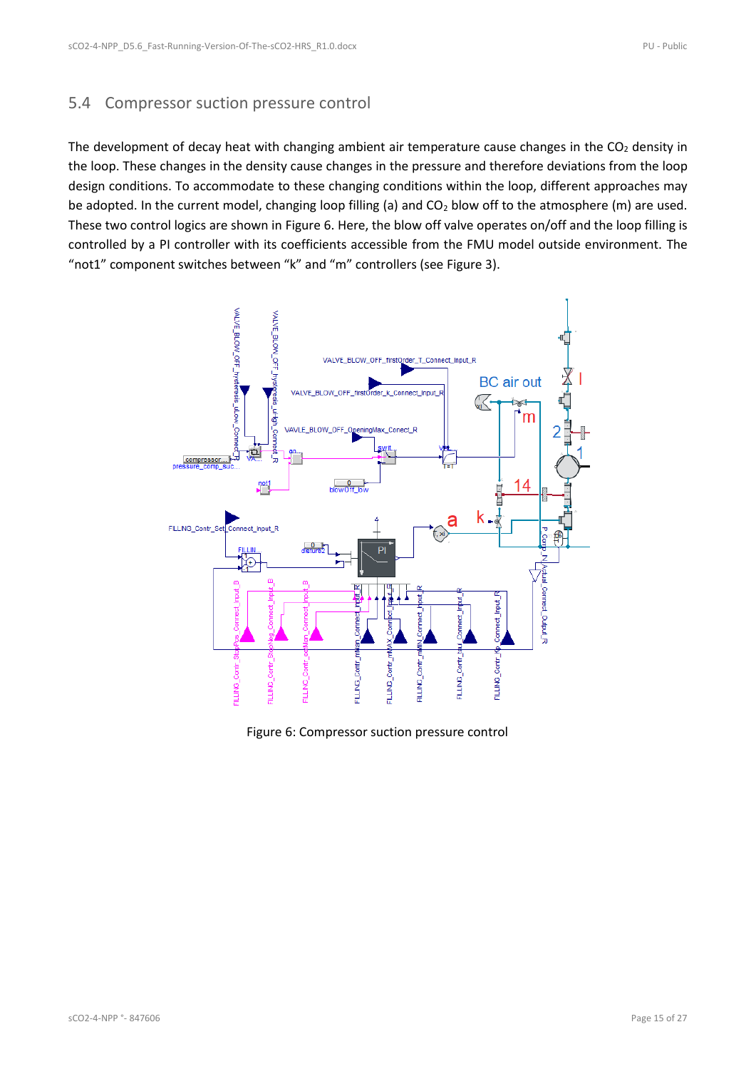## 5.4 Compressor suction pressure control

The development of decay heat with changing ambient air temperature cause changes in the $CO_2$ density in the loop. These changes in the density cause changes in the pressure and therefore deviations from the loop design conditions. To accommodate to these changing conditions within the loop, different approaches may be adopted. In the current model, changing loop filling (a) and $CO_2$ blow off to the atmosphere (m) are used. These two control logics are shown in Figure 6. Here, the blow off valve operates on/off and the loop filling is controlled by a PI controller with its coefficients accessible from the FMU model outside environment. The "not1" component switches between "k" and "m" controllers (see Figure 3).

Figure 6: Compressor suction pressure control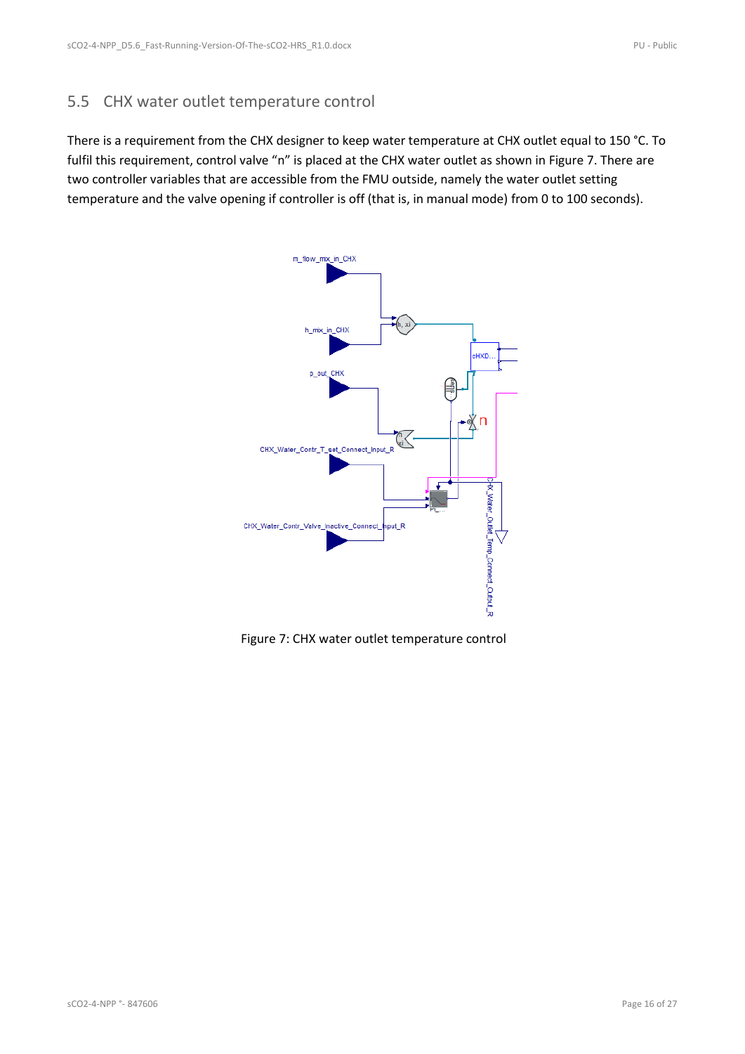## 5.5 CHX water outlet temperature control

There is a requirement from the CHX designer to keep water temperature at CHX outlet equal to 150 °C. To fulfil this requirement, control valve "n" is placed at the CHX water outlet as shown in Figure 7. There are two controller variables that are accessible from the FMU outside, namely the water outlet setting temperature and the valve opening if controller is off (that is, in manual mode) from 0 to 100 seconds).

Figure 7: CHX water outlet temperature control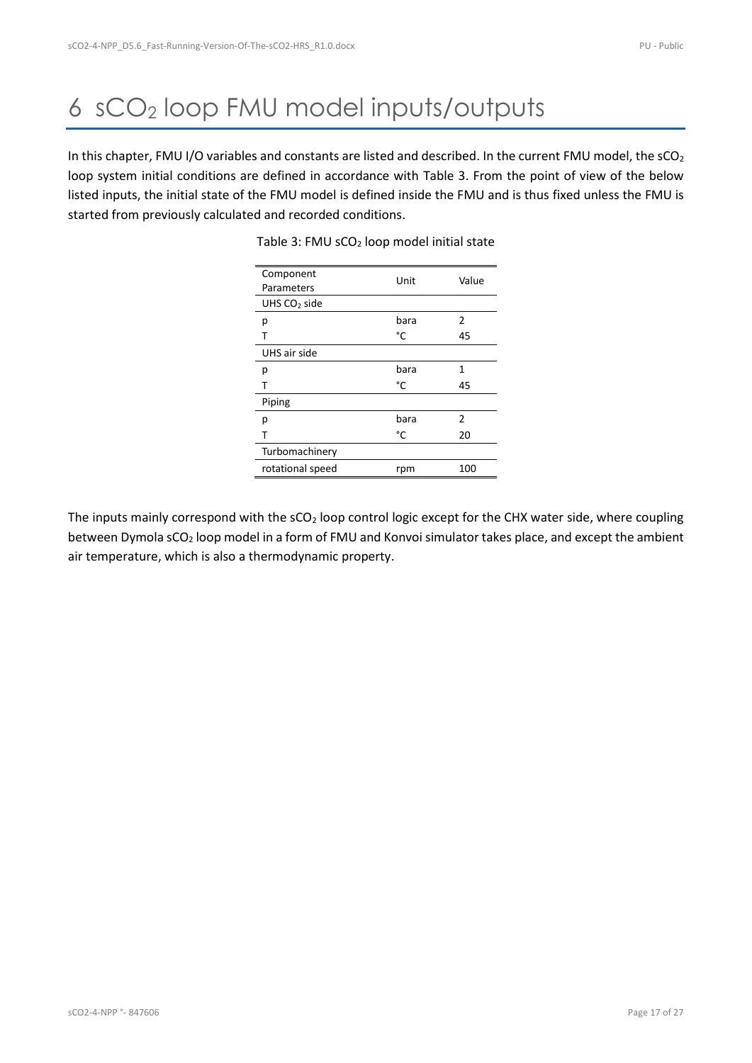# 6 $sCO_2$ loop FMU model inputs/outputs

In this chapter, FMU I/O variables and constants are listed and described. In the current FMU model, the $sCO_2$ loop system initial conditions are defined in accordance with Table 3. From the point of view of the below listed inputs, the initial state of the FMU model is defined inside the FMU and is thus fixed unless the FMU is started from previously calculated and recorded conditions.

Table 3: FMU $sCO_2$ loop model initial state

| Component Parameters | Unit | Value |
|---|---|---|
| UHS $CO_2$ side | | |
| p | bara | 2 |
| T | °C | 45 |
| UHS air side | | |
| p | bara | 1 |
| T | °C | 45 |
| Piping | | |
| p | bara | 2 |
| T | °C | 20 |
| Turbomachinery | | |
| rotational speed | rpm | 100 |

The inputs mainly correspond with the $sCO_2$ loop control logic except for the CHX water side, where coupling between Dymola $sCO_2$ loop model in a form of FMU and Konvoi simulator takes place, and except the ambient air temperature, which is also a thermodynamic property.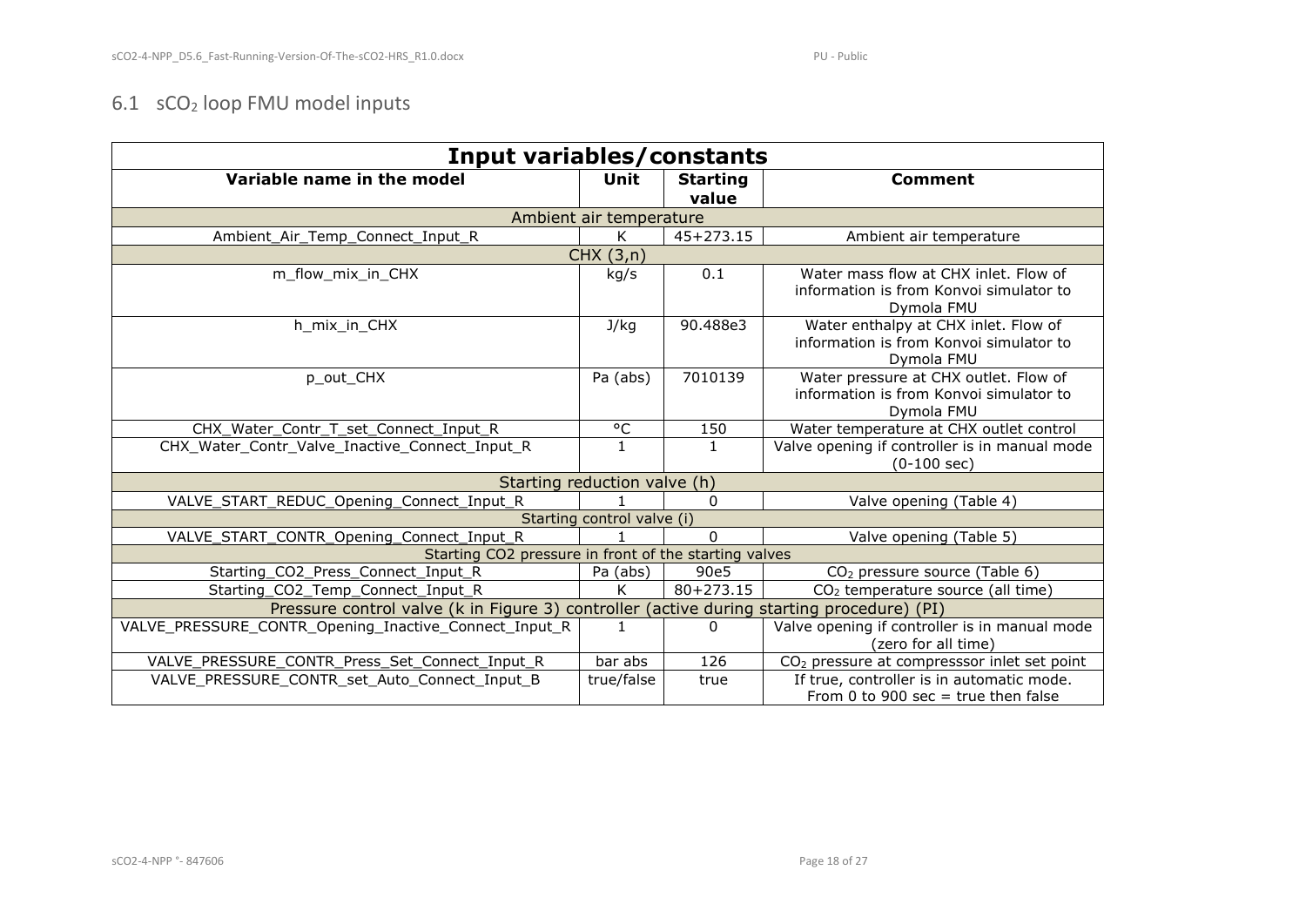## 6.1 $sCO_2$ loop FMU model inputs

| Input variables/constants | | | |
|---|---|---|---|
| **Variable name in the model** | **Unit** | **Starting value** | **Comment** |
| Ambient air temperature | | | |
| Ambient_Air_Temp_Connect_Input_R | K | 45+273.15 | Ambient air temperature |
| CHX (3,n) | | | |
| m_flow_mix_in_CHX | kg/s | 0.1 | Water mass flow at CHX inlet. Flow of information is from Konvoi simulator to Dymola FMU |
| h_mix_in_CHX | J/kg | 90.488e3 | Water enthalpy at CHX inlet. Flow of information is from Konvoi simulator to Dymola FMU |
| p_out_CHX | Pa (abs) | 7010139 | Water pressure at CHX outlet. Flow of information is from Konvoi simulator to Dymola FMU |
| CHX_Water_Contr_T_set_Connect_Input_R | °C | 150 | Water temperature at CHX outlet control |
| CHX_Water_Contr_Valve_Inactive_Connect_Input_R | 1 | 1 | Valve opening if controller is in manual mode (0-100 sec) |
| Starting reduction valve (h) | | | |
| VALVE_START_REDUC_Opening_Connect_Input_R | 1 | 0 | Valve opening (Table 4) |
| Starting control valve (i) | | | |
| VALVE_START_CONTR_Opening_Connect_Input_R | 1 | 0 | Valve opening (Table 5) |
| Starting CO2 pressure in front of the starting valves | | | |
| Starting_CO2_Press_Connect_Input_R | Pa (abs) | 90e5 | $CO_2$ pressure source (Table 6) |
| Starting_CO2_Temp_Connect_Input_R | K | 80+273.15 | $CO_2$ temperature source (all time) |
| Pressure control valve (k in Figure 3) controller (active during starting procedure) (PI) | | | |
| VALVE_PRESSURE_CONTR_Opening_Inactive_Connect_Input_R | 1 | 0 | Valve opening if controller is in manual mode (zero for all time) |
| VALVE_PRESSURE_CONTR_Press_Set_Connect_Input_R | bar abs | 126 | $CO_2$ pressure at compresssor inlet set point |
| VALVE_PRESSURE_CONTR_set_Auto_Connect_Input_B | true/false | true | If true, controller is in automatic mode. From 0 to 900 sec = true then false |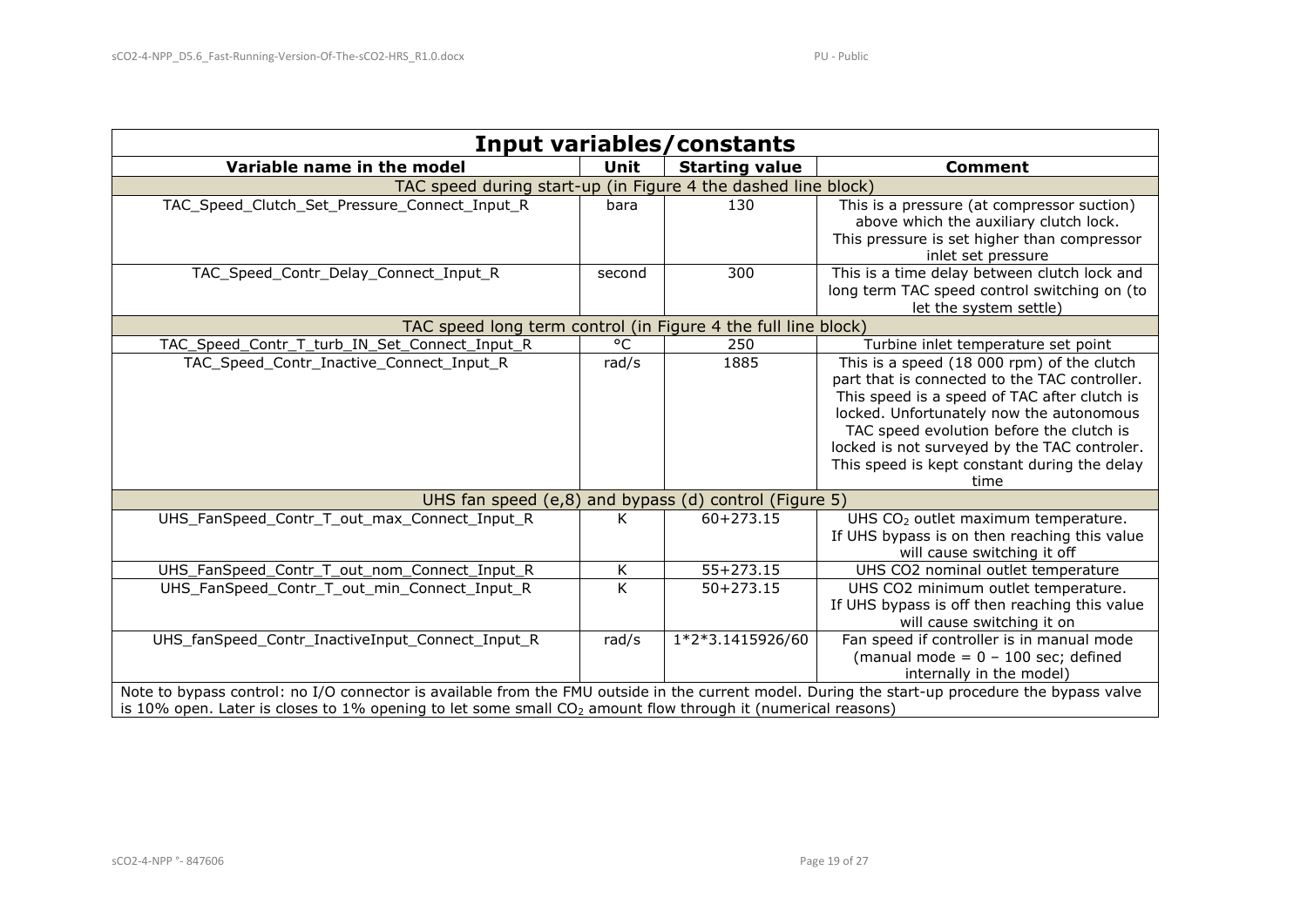| **Input variables/constants** | | | |
|---|---|---|---|
| **Variable name in the model** | **Unit** | **Starting value** | **Comment** |
| TAC speed during start-up (in Figure 4 the dashed line block) | | | |
| TAC_Speed_Clutch_Set_Pressure_Connect_Input_R | bara | 130 | This is a pressure (at compressor suction) above which the auxiliary clutch lock. This pressure is set higher than compressor inlet set pressure |
| TAC_Speed_Contr_Delay_Connect_Input_R | second | 300 | This is a time delay between clutch lock and long term TAC speed control switching on (to let the system settle) |
| TAC speed long term control (in Figure 4 the full line block) | | | |
| TAC_Speed_Contr_T_turb_IN_Set_Connect_Input_R | °C | 250 | Turbine inlet temperature set point |
| TAC_Speed_Contr_Inactive_Connect_Input_R | rad/s | 1885 | This is a speed (18 000 rpm) of the clutch part that is connected to the TAC controller. This speed is a speed of TAC after clutch is locked. Unfortunately now the autonomous TAC speed evolution before the clutch is locked is not surveyed by the TAC controler. This speed is kept constant during the delay time |
| UHS fan speed (e,8) and bypass (d) control (Figure 5) | | | |
| UHS_FanSpeed_Contr_T_out_max_Connect_Input_R | K | 60+273.15 | UHS $CO_2$ outlet maximum temperature. If UHS bypass is on then reaching this value will cause switching it off |
| UHS_FanSpeed_Contr_T_out_nom_Connect_Input_R | K | 55+273.15 | UHS CO2 nominal outlet temperature |
| UHS_FanSpeed_Contr_T_out_min_Connect_Input_R | K | 50+273.15 | UHS CO2 minimum outlet temperature. If UHS bypass is off then reaching this value will cause switching it on |
| UHS_fanSpeed_Contr_InactiveInput_Connect_Input_R | rad/s | 1*2*3.1415926/60 | Fan speed if controller is in manual mode (manual mode = 0 – 100 sec; defined internally in the model) |
| Note to bypass control: no I/O connector is available from the FMU outside in the current model. During the start-up procedure the bypass valve is 10% open. Later is closes to 1% opening to let some small $CO_2$ amount flow through it (numerical reasons) | | | |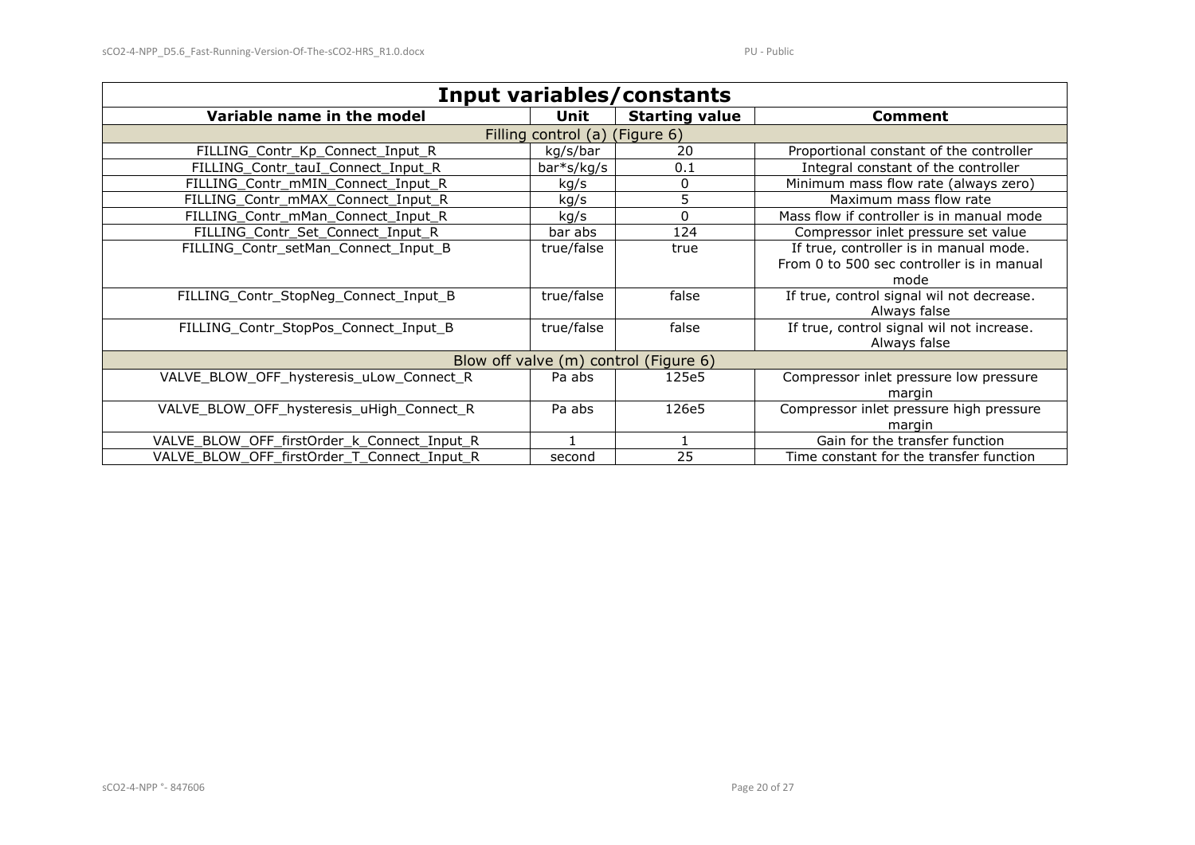| Input variables/constants | | | |
|---|---|---|---|
| **Variable name in the model** | **Unit** | **Starting value** | **Comment** |
| Filling control (a) (Figure 6) | | | |
| FILLING_Contr_Kp_Connect_Input_R | kg/s/bar | 20 | Proportional constant of the controller |
| FILLING_Contr_tauI_Connect_Input_R | bar*s/kg/s | 0.1 | Integral constant of the controller |
| FILLING_Contr_mMIN_Connect_Input_R | kg/s | 0 | Minimum mass flow rate (always zero) |
| FILLING_Contr_mMAX_Connect_Input_R | kg/s | 5 | Maximum mass flow rate |
| FILLING_Contr_mMan_Connect_Input_R | kg/s | 0 | Mass flow if controller is in manual mode |
| FILLING_Contr_Set_Connect_Input_R | bar abs | 124 | Compressor inlet pressure set value |
| FILLING_Contr_setMan_Connect_Input_B | true/false | true | If true, controller is in manual mode. From 0 to 500 sec controller is in manual mode |
| FILLING_Contr_StopNeg_Connect_Input_B | true/false | false | If true, control signal wil not decrease. Always false |
| FILLING_Contr_StopPos_Connect_Input_B | true/false | false | If true, control signal wil not increase. Always false |
| Blow off valve (m) control (Figure 6) | | | |
| VALVE_BLOW_OFF_hysteresis_uLow_Connect_R | Pa abs | 125e5 | Compressor inlet pressure low pressure margin |
| VALVE_BLOW_OFF_hysteresis_uHigh_Connect_R | Pa abs | 126e5 | Compressor inlet pressure high pressure margin |
| VALVE_BLOW_OFF_firstOrder_k_Connect_Input_R | 1 | 1 | Gain for the transfer function |
| VALVE_BLOW_OFF_firstOrder_T_Connect_Input_R | second | 25 | Time constant for the transfer function |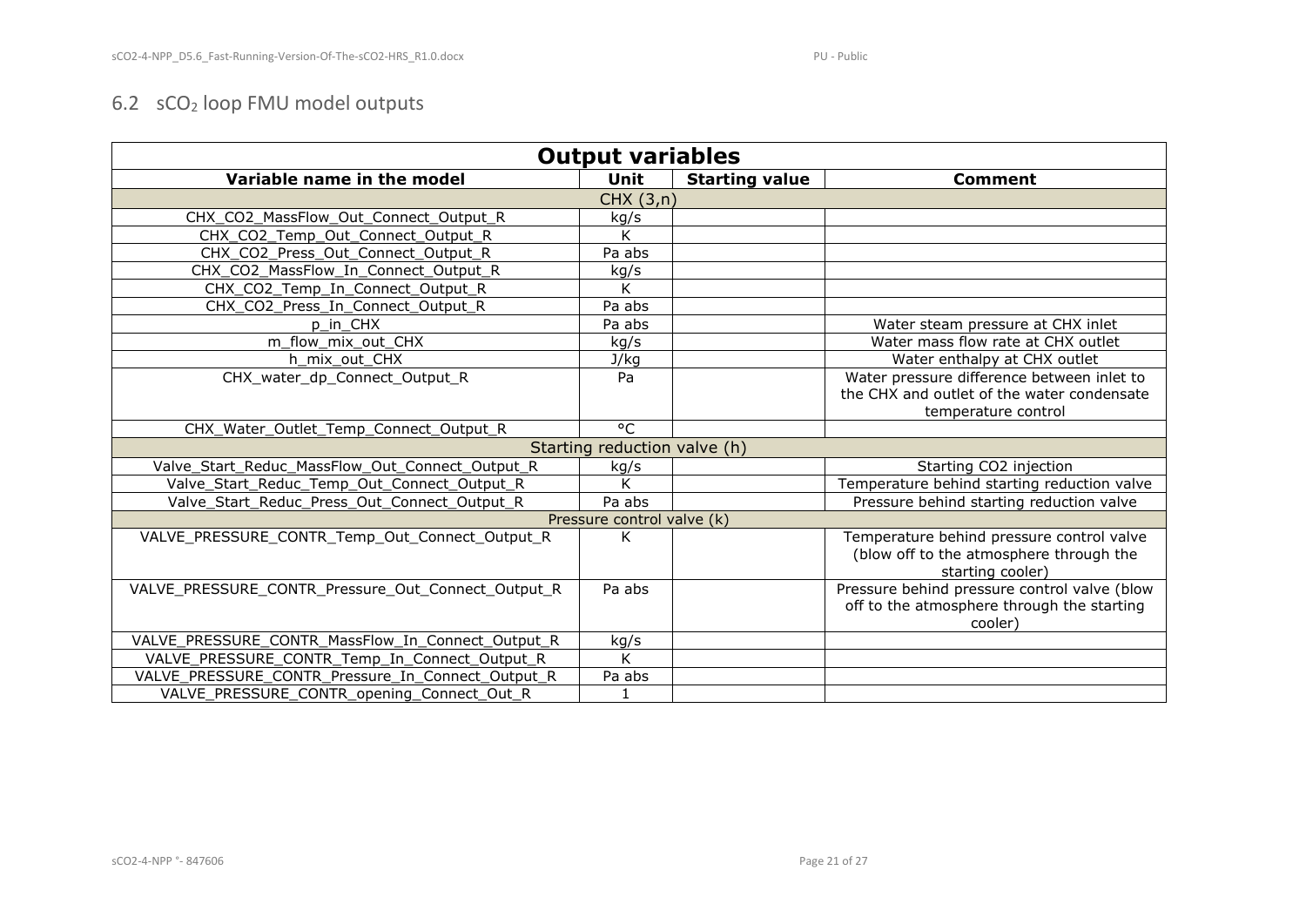## 6.2 $sCO_2$ loop FMU model outputs

| Output variables | | | |
|---|---|---|---|
| **Variable name in the model** | **Unit** | **Starting value** | **Comment** |
| CHX (3,n) | | | |
| CHX_CO2_MassFlow_Out_Connect_Output_R | kg/s | | |
| CHX_CO2_Temp_Out_Connect_Output_R | K | | |
| CHX_CO2_Press_Out_Connect_Output_R | Pa abs | | |
| CHX_CO2_MassFlow_In_Connect_Output_R | kg/s | | |
| CHX_CO2_Temp_In_Connect_Output_R | K | | |
| CHX_CO2_Press_In_Connect_Output_R | Pa abs | | |
| p_in_CHX | Pa abs | | Water steam pressure at CHX inlet |
| m_flow_mix_out_CHX | kg/s | | Water mass flow rate at CHX outlet |
| h_mix_out_CHX | J/kg | | Water enthalpy at CHX outlet |
| CHX_water_dp_Connect_Output_R | Pa | | Water pressure difference between inlet to the CHX and outlet of the water condensate temperature control |
| CHX_Water_Outlet_Temp_Connect_Output_R | °C | | |
| Starting reduction valve (h) | | | |
| Valve_Start_Reduc_MassFlow_Out_Connect_Output_R | kg/s | | Starting CO2 injection |
| Valve_Start_Reduc_Temp_Out_Connect_Output_R | K | | Temperature behind starting reduction valve |
| Valve_Start_Reduc_Press_Out_Connect_Output_R | Pa abs | | Pressure behind starting reduction valve |
| Pressure control valve (k) | | | |
| VALVE_PRESSURE_CONTR_Temp_Out_Connect_Output_R | K | | Temperature behind pressure control valve (blow off to the atmosphere through the starting cooler) |
| VALVE_PRESSURE_CONTR_Pressure_Out_Connect_Output_R | Pa abs | | Pressure behind pressure control valve (blow off to the atmosphere through the starting cooler) |
| VALVE_PRESSURE_CONTR_MassFlow_In_Connect_Output_R | kg/s | | |
| VALVE_PRESSURE_CONTR_Temp_In_Connect_Output_R | K | | |
| VALVE_PRESSURE_CONTR_Pressure_In_Connect_Output_R | Pa abs | | |
| VALVE_PRESSURE_CONTR_opening_Connect_Out_R | 1 | | |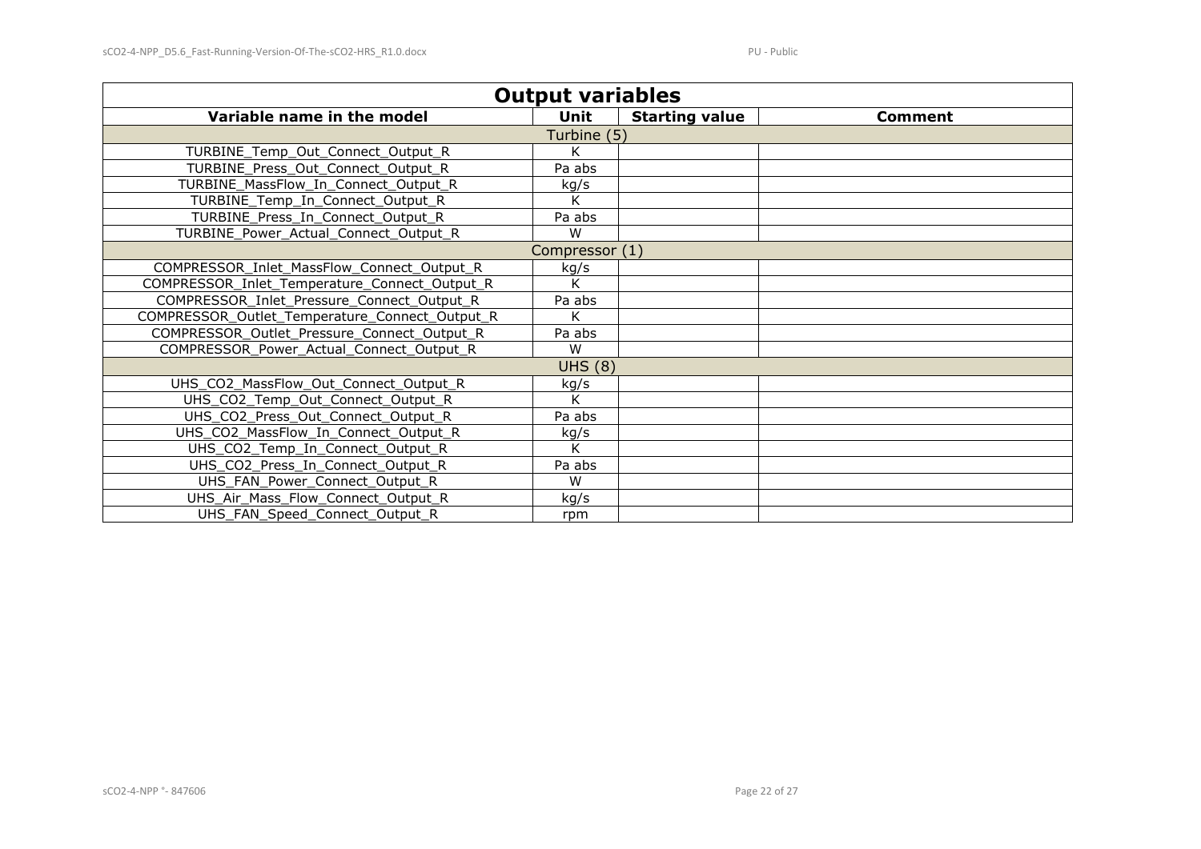| Output variables | | | |
|---|---|---|---|
| **Variable name in the model** | **Unit** | **Starting value** | **Comment** |
| Turbine (5) | | | |
| TURBINE_Temp_Out_Connect_Output_R | K | | |
| TURBINE_Press_Out_Connect_Output_R | Pa abs | | |
| TURBINE_MassFlow_In_Connect_Output_R | kg/s | | |
| TURBINE_Temp_In_Connect_Output_R | K | | |
| TURBINE_Press_In_Connect_Output_R | Pa abs | | |
| TURBINE_Power_Actual_Connect_Output_R | W | | |
| Compressor (1) | | | |
| COMPRESSOR_Inlet_MassFlow_Connect_Output_R | kg/s | | |
| COMPRESSOR_Inlet_Temperature_Connect_Output_R | K | | |
| COMPRESSOR_Inlet_Pressure_Connect_Output_R | Pa abs | | |
| COMPRESSOR_Outlet_Temperature_Connect_Output_R | K | | |
| COMPRESSOR_Outlet_Pressure_Connect_Output_R | Pa abs | | |
| COMPRESSOR_Power_Actual_Connect_Output_R | W | | |
| UHS (8) | | | |
| UHS_CO2_MassFlow_Out_Connect_Output_R | kg/s | | |
| UHS_CO2_Temp_Out_Connect_Output_R | K | | |
| UHS_CO2_Press_Out_Connect_Output_R | Pa abs | | |
| UHS_CO2_MassFlow_In_Connect_Output_R | kg/s | | |
| UHS_CO2_Temp_In_Connect_Output_R | K | | |
| UHS_CO2_Press_In_Connect_Output_R | Pa abs | | |
| UHS_FAN_Power_Connect_Output_R | W | | |
| UHS_Air_Mass_Flow_Connect_Output_R | kg/s | | |
| UHS_FAN_Speed_Connect_Output_R | rpm | | |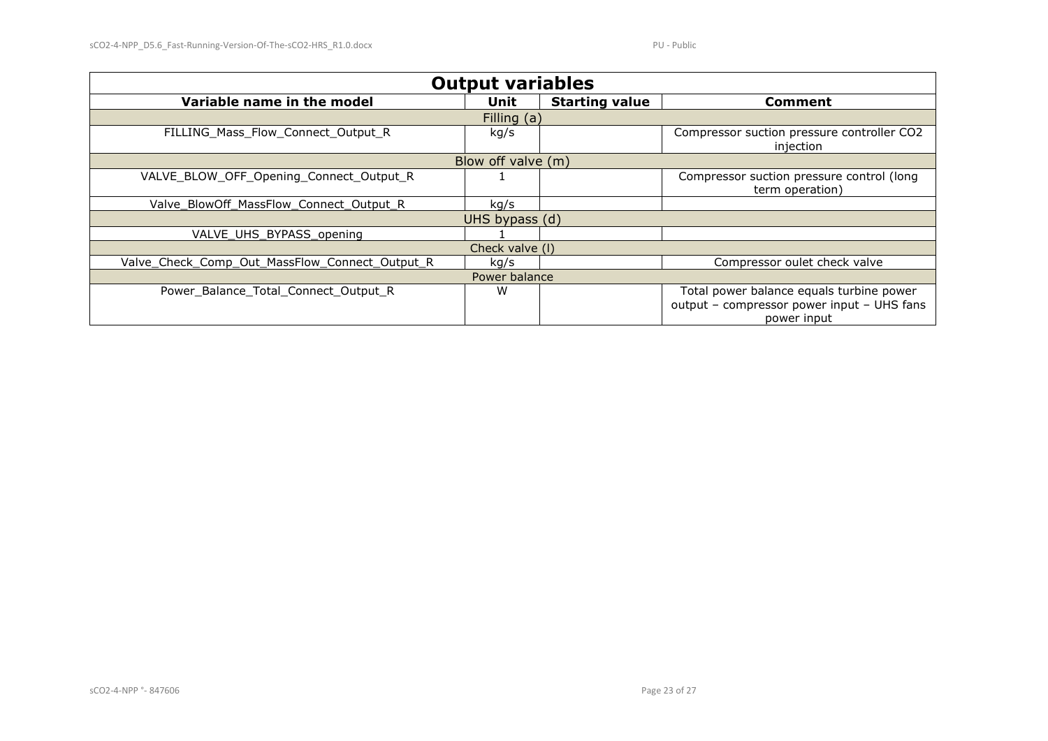| Output variables | | | |
|---|---|---|---|
| **Variable name in the model** | **Unit** | **Starting value** | **Comment** |
| Filling (a) | | | |
| FILLING_Mass_Flow_Connect_Output_R | kg/s | | Compressor suction pressure controller $CO_2$ injection |
| Blow off valve (m) | | | |
| VALVE_BLOW_OFF_Opening_Connect_Output_R | 1 | | Compressor suction pressure control (long term operation) |
| Valve_BlowOff_MassFlow_Connect_Output_R | kg/s | | |
| UHS bypass (d) | | | |
| VALVE_UHS_BYPASS_opening | 1 | | |
| Check valve (l) | | | |
| Valve_Check_Comp_Out_MassFlow_Connect_Output_R | kg/s | | Compressor oulet check valve |
| Power balance | | | |
| Power_Balance_Total_Connect_Output_R | W | | Total power balance equals turbine power output – compressor power input – UHS fans power input |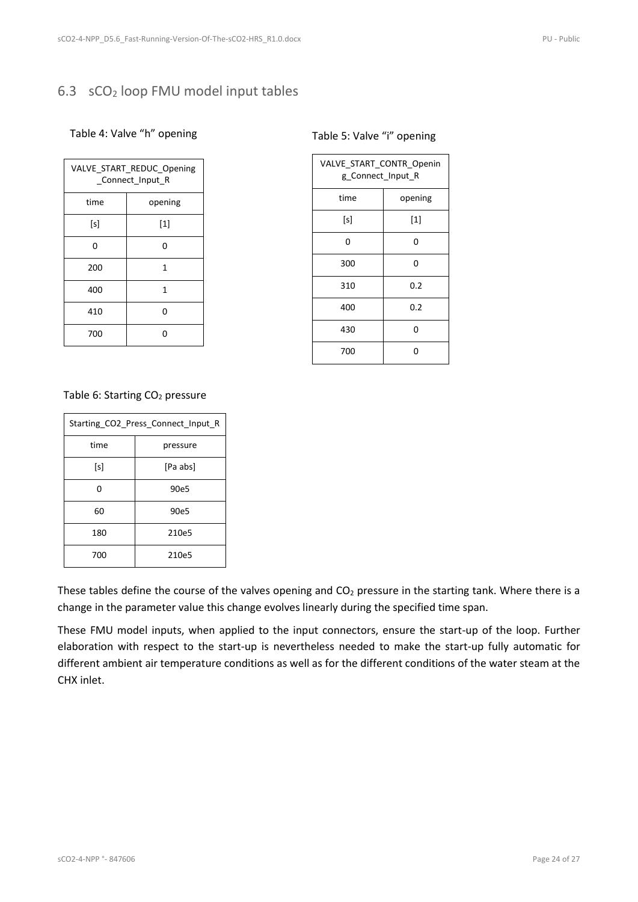## 6.3 $sCO_2$ loop FMU model input tables

Table 4: Valve "h" opening

| VALVE_START_REDUC_Opening_Connect_Input_R | |
|---|---|
| time | opening |
| [s] | [1] |
| 0 | 0 |
| 200 | 1 |
| 400 | 1 |
| 410 | 0 |
| 700 | 0 |

Table 5: Valve "i" opening

| VALVE_START_CONTR_Opening_Connect_Input_R | |
|---|---|
| time | opening |
| [s] | [1] |
| 0 | 0 |
| 300 | 0 |
| 310 | 0.2 |
| 400 | 0.2 |
| 430 | 0 |
| 700 | 0 |

Table 6: Starting $CO_2$ pressure

| Starting_CO2_Press_Connect_Input_R | |
|---|---|
| time | pressure |
| [s] | [Pa abs] |
| 0 | 90e5 |
| 60 | 90e5 |
| 180 | 210e5 |
| 700 | 210e5 |

These tables define the course of the valves opening and $CO_2$ pressure in the starting tank. Where there is a change in the parameter value this change evolves linearly during the specified time span.

These FMU model inputs, when applied to the input connectors, ensure the start-up of the loop. Further elaboration with respect to the start-up is nevertheless needed to make the start-up fully automatic for different ambient air temperature conditions as well as for the different conditions of the water steam at the CHX inlet.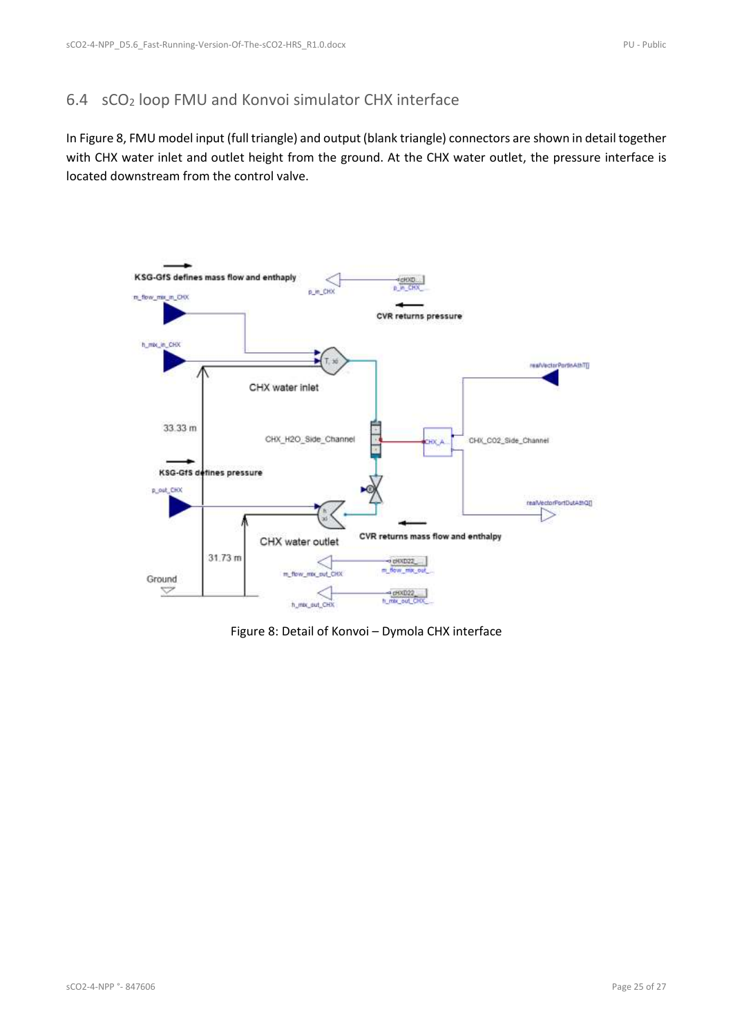## 6.4 $sCO_2$ loop FMU and Konvoi simulator CHX interface

In Figure 8, FMU model input (full triangle) and output (blank triangle) connectors are shown in detail together with CHX water inlet and outlet height from the ground. At the CHX water outlet, the pressure interface is located downstream from the control valve.

Figure 8: Detail of Konvoi – Dymola CHX interface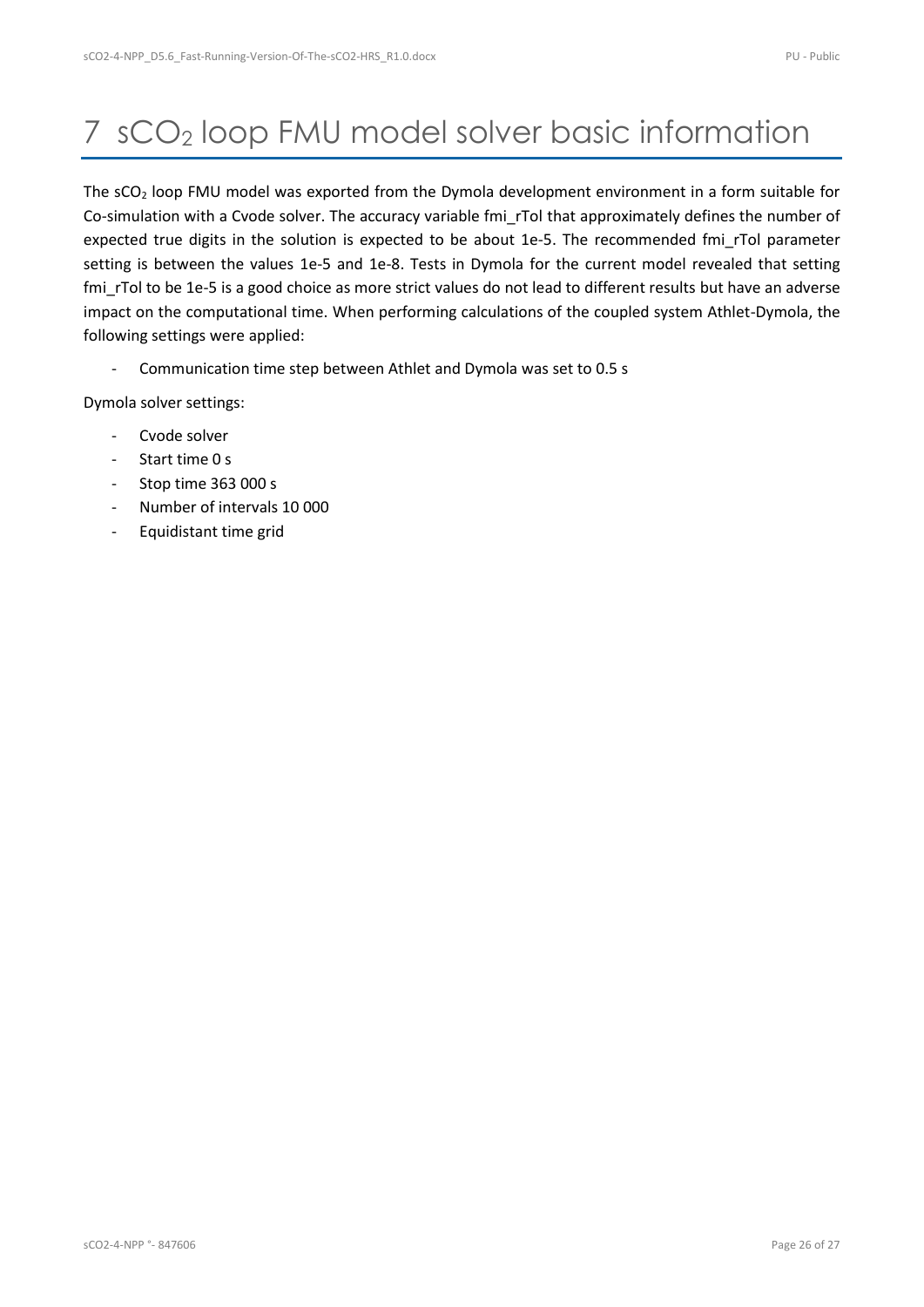# 7 $sCO_2$ loop FMU model solver basic information

The $sCO_2$ loop FMU model was exported from the Dymola development environment in a form suitable for Co-simulation with a Cvode solver. The accuracy variable fmi_rTol that approximately defines the number of expected true digits in the solution is expected to be about 1e-5. The recommended fmi_rTol parameter setting is between the values 1e-5 and 1e-8. Tests in Dymola for the current model revealed that setting fmi_rTol to be 1e-5 is a good choice as more strict values do not lead to different results but have an adverse impact on the computational time. When performing calculations of the coupled system Athlet-Dymola, the following settings were applied:

- Communication time step between Athlet and Dymola was set to 0.5 s

Dymola solver settings:

- Cvode solver
- Start time 0 s
- Stop time 363 000 s
- Number of intervals 10 000
- Equidistant time grid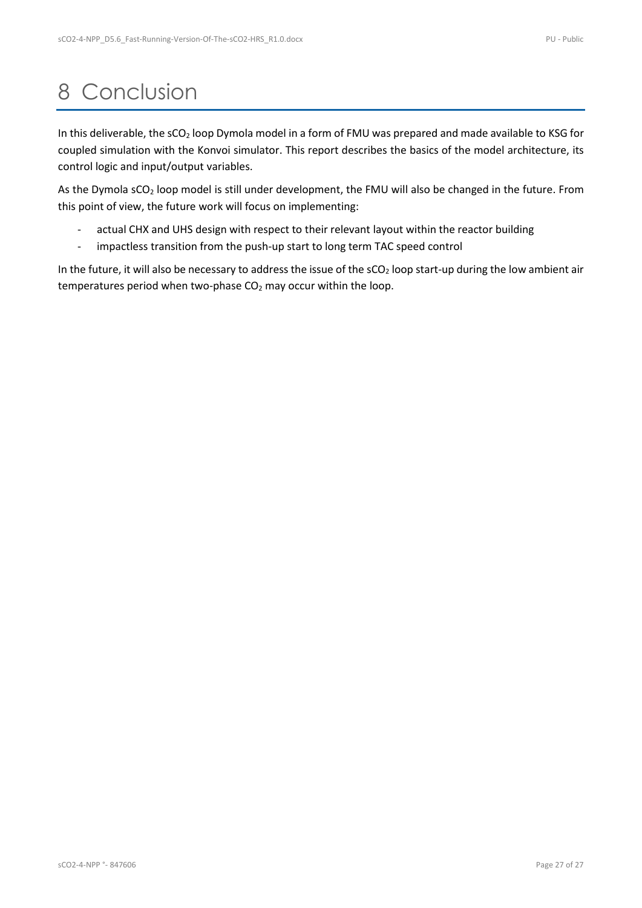# 8 Conclusion

In this deliverable, the $sCO_2$ loop Dymola model in a form of FMU was prepared and made available to KSG for coupled simulation with the Konvoi simulator. This report describes the basics of the model architecture, its control logic and input/output variables.

As the Dymola $sCO_2$ loop model is still under development, the FMU will also be changed in the future. From this point of view, the future work will focus on implementing:

- actual CHX and UHS design with respect to their relevant layout within the reactor building
- impactless transition from the push-up start to long term TAC speed control

In the future, it will also be necessary to address the issue of the $sCO_2$ loop start-up during the low ambient air temperatures period when two-phase $CO_2$ may occur within the loop.